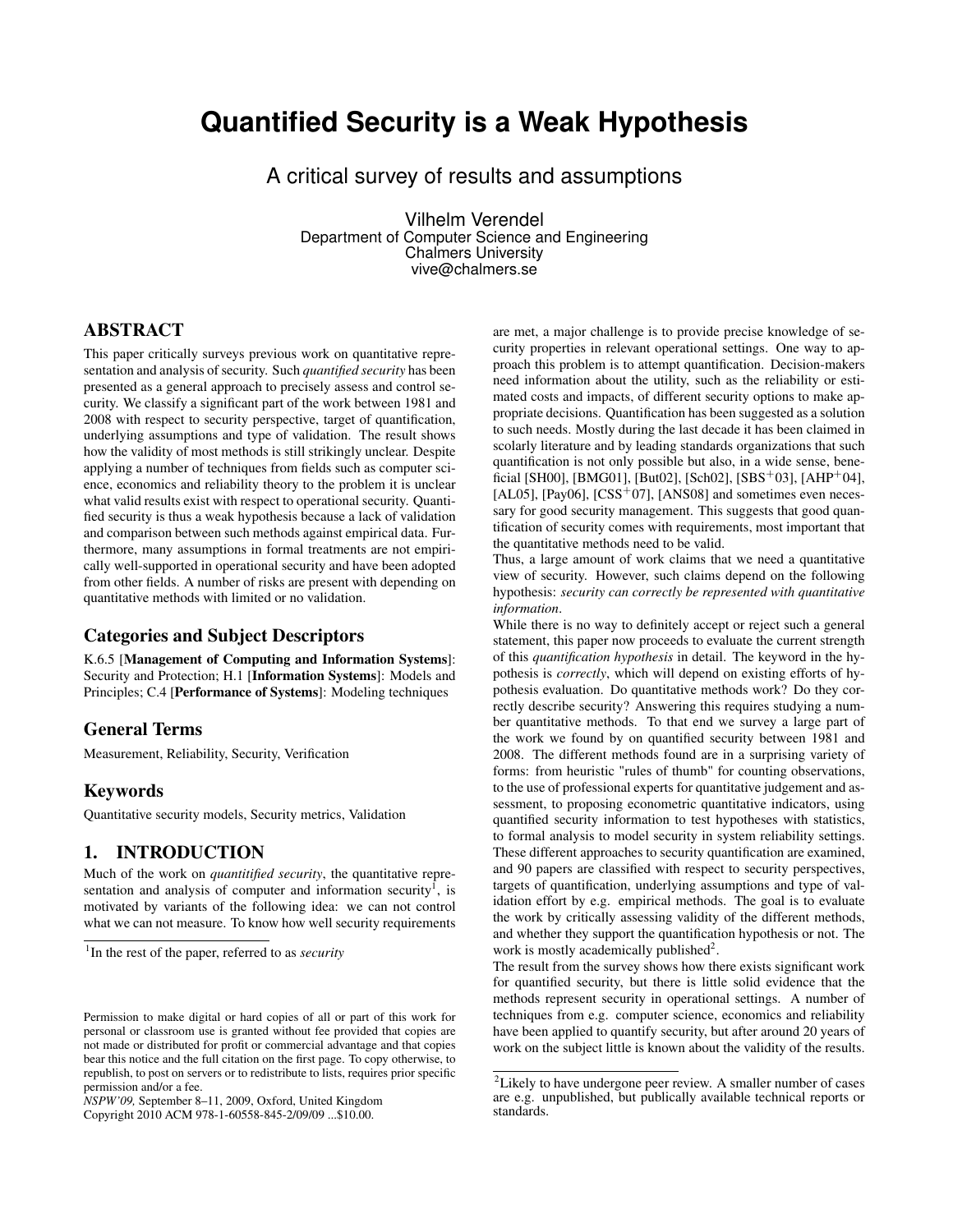# Quantified Security is a Weak Hypothesis

## A critical survey of results and assumptions

Vilhelm Verendel
Department of Computer Science and Engineering
Chalmers University
vive@chalmers.se

## ABSTRACT

This paper critically surveys previous work on quantitative representation and analysis of security. Such *quantified security* has been presented as a general approach to precisely assess and control security. We classify a significant part of the work between 1981 and 2008 with respect to security perspective, target of quantification, underlying assumptions and type of validation. The result shows how the validity of most methods is still strikingly unclear. Despite applying a number of techniques from fields such as computer science, economics and reliability theory to the problem it is unclear what valid results exist with respect to operational security. Quantified security is thus a weak hypothesis because a lack of validation and comparison between such methods against empirical data. Furthermore, many assumptions in formal treatments are not empirically well-supported in operational security and have been adopted from other fields. A number of risks are present with depending on quantitative methods with limited or no validation.

### Categories and Subject Descriptors

K.6.5 [**Management of Computing and Information Systems**]: Security and Protection; H.1 [**Information Systems**]: Models and Principles; C.4 [**Performance of Systems**]: Modeling techniques

### General Terms

Measurement, Reliability, Security, Verification

### Keywords

Quantitative security models, Security metrics, Validation

## 1. INTRODUCTION

Much of the work on *quantitified security*, the quantitative representation and analysis of computer and information security[1], is motivated by variants of the following idea: we can not control what we can not measure. To know how well security requirements are met, a major challenge is to provide precise knowledge of security properties in relevant operational settings. One way to approach this problem is to attempt quantification. Decision-makers need information about the utility, such as the reliability or estimated costs and impacts, of different security options to make appropriate decisions. Quantification has been suggested as a solution to such needs. Mostly during the last decade it has been claimed in scolarly literature and by leading standards organizations that such quantification is not only possible but also, in a wide sense, beneficial [SH00], [BMG01], [But02], [Sch02], [SBS+03], [AHP+04], [AL05], [Pay06], [CSS+07], [ANS08] and sometimes even necessary for good security management. This suggests that good quantification of security comes with requirements, most important that the quantitative methods need to be valid.

Thus, a large amount of work claims that we need a quantitative view of security. However, such claims depend on the following hypothesis: *security can correctly be represented with quantitative information*.

While there is no way to definitely accept or reject such a general statement, this paper now proceeds to evaluate the current strength of this *quantification hypothesis* in detail. The keyword in the hypothesis is *correctly*, which will depend on existing efforts of hypothesis evaluation. Do quantitative methods work? Do they correctly describe security? Answering this requires studying a number quantitative methods. To that end we survey a large part of the work we found by on quantified security between 1981 and 2008. The different methods found are in a surprising variety of forms: from heuristic "rules of thumb" for counting observations, to the use of professional experts for quantitative judgement and assessment, to proposing econometric quantitative indicators, using quantified security information to test hypotheses with statistics, to formal analysis to model security in system reliability settings. These different approaches to security quantification are examined, and 90 papers are classified with respect to security perspectives, targets of quantification, underlying assumptions and type of validation effort by e.g. empirical methods. The goal is to evaluate the work by critically assessing validity of the different methods, and whether they support the quantification hypothesis or not. The work is mostly academically published[2].

The result from the survey shows how there exists significant work for quantified security, but there is little solid evidence that the methods represent security in operational settings. A number of techniques from e.g. computer science, economics and reliability have been applied to quantify security, but after around 20 years of work on the subject little is known about the validity of the results.

[1] In the rest of the paper, referred to as *security*

[2] Likely to have undergone peer review. A smaller number of cases are e.g. unpublished, but publically available technical reports or standards.

Permission to make digital or hard copies of all or part of this work for personal or classroom use is granted without fee provided that copies are not made or distributed for profit or commercial advantage and that copies bear this notice and the full citation on the first page. To copy otherwise, to republish, to post on servers or to redistribute to lists, requires prior specific permission and/or a fee.
*NSPW'09*, September 8–11, 2009, Oxford, United Kingdom
Copyright 2010 ACM 978-1-60558-845-2/09/09 ...$10.00.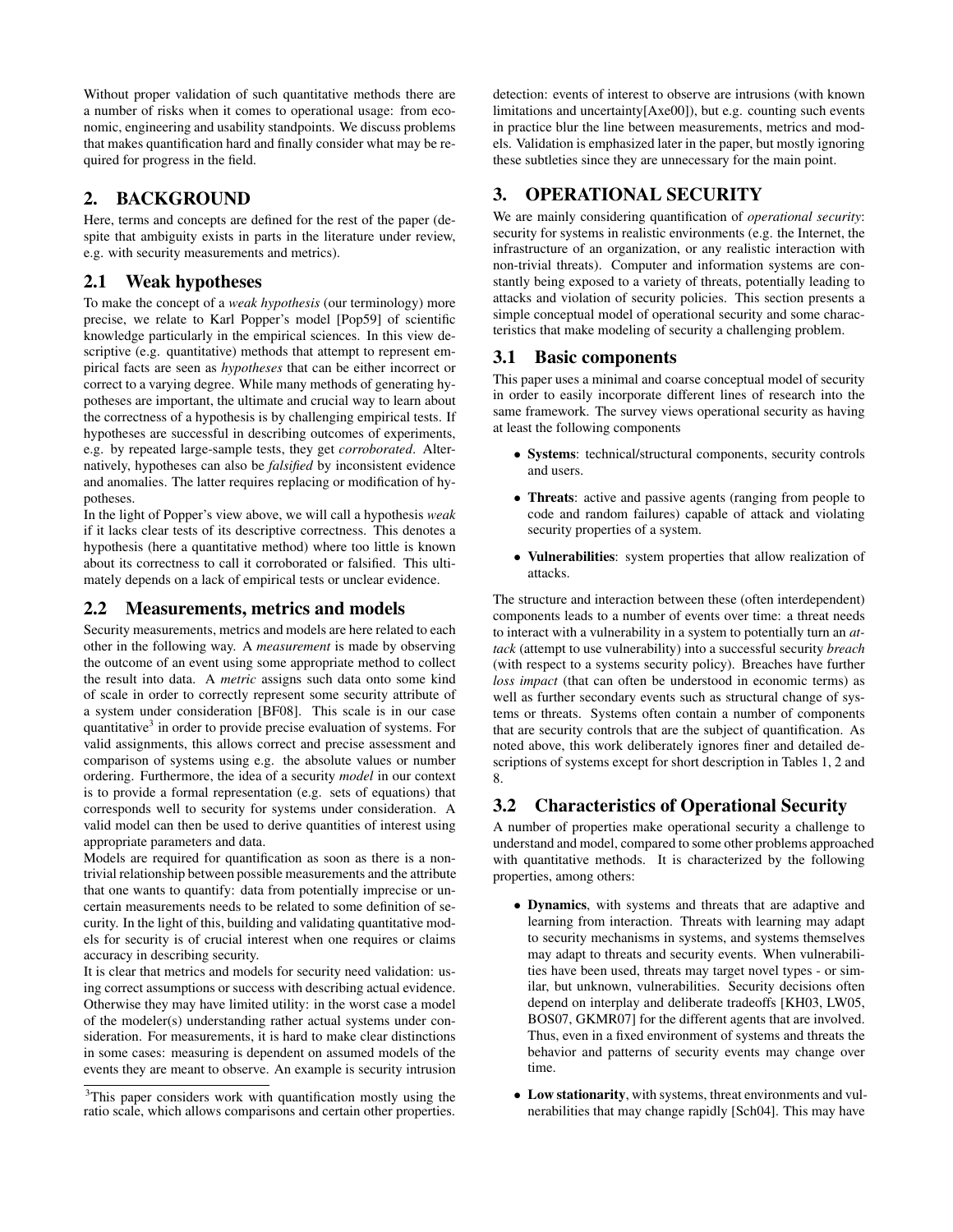Without proper validation of such quantitative methods there are a number of risks when it comes to operational usage: from economic, engineering and usability standpoints. We discuss problems that makes quantification hard and finally consider what may be required for progress in the field.

## 2. BACKGROUND

Here, terms and concepts are defined for the rest of the paper (despite that ambiguity exists in parts in the literature under review, e.g. with security measurements and metrics).

### 2.1 Weak hypotheses

To make the concept of a *weak hypothesis* (our terminology) more precise, we relate to Karl Popper's model [Pop59] of scientific knowledge particularly in the empirical sciences. In this view descriptive (e.g. quantitative) methods that attempt to represent empirical facts are seen as *hypotheses* that can be either incorrect or correct to a varying degree. While many methods of generating hypotheses are important, the ultimate and crucial way to learn about the correctness of a hypothesis is by challenging empirical tests. If hypotheses are successful in describing outcomes of experiments, e.g. by repeated large-sample tests, they get *corroborated*. Alternatively, hypotheses can also be *falsified* by inconsistent evidence and anomalies. The latter requires replacing or modification of hypotheses.

In the light of Popper's view above, we will call a hypothesis *weak* if it lacks clear tests of its descriptive correctness. This denotes a hypothesis (here a quantitative method) where too little is known about its correctness to call it corroborated or falsified. This ultimately depends on a lack of empirical tests or unclear evidence.

### 2.2 Measurements, metrics and models

Security measurements, metrics and models are here related to each other in the following way. A *measurement* is made by observing the outcome of an event using some appropriate method to collect the result into data. A *metric* assigns such data onto some kind of scale in order to correctly represent some security attribute of a system under consideration [BF08]. This scale is in our case quantitative[3] in order to provide precise evaluation of systems. For valid assignments, this allows correct and precise assessment and comparison of systems using e.g. the absolute values or number ordering. Furthermore, the idea of a security *model* in our context is to provide a formal representation (e.g. sets of equations) that corresponds well to security for systems under consideration. A valid model can then be used to derive quantities of interest using appropriate parameters and data.

Models are required for quantification as soon as there is a non-trivial relationship between possible measurements and the attribute that one wants to quantify: data from potentially imprecise or uncertain measurements needs to be related to some definition of security. In the light of this, building and validating quantitative models for security is of crucial interest when one requires or claims accuracy in describing security.

It is clear that metrics and models for security need validation: using correct assumptions or success with describing actual evidence. Otherwise they may have limited utility: in the worst case a model of the modeler(s) understanding rather actual systems under consideration. For measurements, it is hard to make clear distinctions in some cases: measuring is dependent on assumed models of the events they are meant to observe. An example is security intrusion detection: events of interest to observe are intrusions (with known limitations and uncertainty[Axe00]), but e.g. counting such events in practice blur the line between measurements, metrics and models. Validation is emphasized later in the paper, but mostly ignoring these subtleties since they are unnecessary for the main point.

[3] This paper considers work with quantification mostly using the ratio scale, which allows comparisons and certain other properties.

## 3. OPERATIONAL SECURITY

We are mainly considering quantification of *operational security*: security for systems in realistic environments (e.g. the Internet, the infrastructure of an organization, or any realistic interaction with non-trivial threats). Computer and information systems are constantly being exposed to a variety of threats, potentially leading to attacks and violation of security policies. This section presents a simple conceptual model of operational security and some characteristics that make modeling of security a challenging problem.

### 3.1 Basic components

This paper uses a minimal and coarse conceptual model of security in order to easily incorporate different lines of research into the same framework. The survey views operational security as having at least the following components

- **Systems**: technical/structural components, security controls and users.
- **Threats**: active and passive agents (ranging from people to code and random failures) capable of attack and violating security properties of a system.
- **Vulnerabilities**: system properties that allow realization of attacks.

The structure and interaction between these (often interdependent) components leads to a number of events over time: a threat needs to interact with a vulnerability in a system to potentially turn an *attack* (attempt to use vulnerability) into a successful security *breach* (with respect to a systems security policy). Breaches have further *loss impact* (that can often be understood in economic terms) as well as further secondary events such as structural change of systems or threats. Systems often contain a number of components that are security controls that are the subject of quantification. As noted above, this work deliberately ignores finer and detailed descriptions of systems except for short description in Tables 1, 2 and 8.

### 3.2 Characteristics of Operational Security

A number of properties make operational security a challenge to understand and model, compared to some other problems approached with quantitative methods. It is characterized by the following properties, among others:

- **Dynamics**, with systems and threats that are adaptive and learning from interaction. Threats with learning may adapt to security mechanisms in systems, and systems themselves may adapt to threats and security events. When vulnerabilities have been used, threats may target novel types - or similar, but unknown, vulnerabilities. Security decisions often depend on interplay and deliberate tradeoffs [KH03, LW05, BOS07, GKMR07] for the different agents that are involved. Thus, even in a fixed environment of systems and threats the behavior and patterns of security events may change over time.
- **Low stationarity**, with systems, threat environments and vulnerabilities that may change rapidly [Sch04]. This may have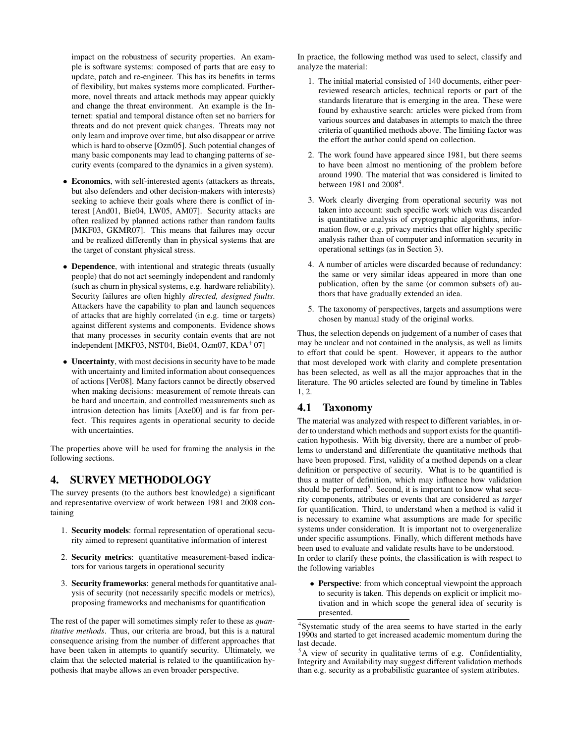impact on the robustness of security properties. An example is software systems: composed of parts that are easy to update, patch and re-engineer. This has its benefits in terms of flexibility, but makes systems more complicated. Furthermore, novel threats and attack methods may appear quickly and change the threat environment. An example is the Internet: spatial and temporal distance often set no barriers for threats and do not prevent quick changes. Threats may not only learn and improve over time, but also disappear or arrive which is hard to observe [Ozm05]. Such potential changes of many basic components may lead to changing patterns of security events (compared to the dynamics in a given system).

- **Economics**, with self-interested agents (attackers as threats, but also defenders and other decision-makers with interests) seeking to achieve their goals where there is conflict of interest [And01, Bie04, LW05, AM07]. Security attacks are often realized by planned actions rather than random faults [MKF03, GKMR07]. This means that failures may occur and be realized differently than in physical systems that are the target of constant physical stress.
- **Dependence**, with intentional and strategic threats (usually people) that do not act seemingly independent and randomly (such as churn in physical systems, e.g. hardware reliability). Security failures are often highly *directed, designed faults*. Attackers have the capability to plan and launch sequences of attacks that are highly correlated (in e.g. time or targets) against different systems and components. Evidence shows that many processes in security contain events that are not independent [MKF03, NST04, Bie04, Ozm07, KDA+07]
- **Uncertainty**, with most decisions in security have to be made with uncertainty and limited information about consequences of actions [Ver08]. Many factors cannot be directly observed when making decisions: measurement of remote threats can be hard and uncertain, and controlled measurements such as intrusion detection has limits [Axe00] and is far from perfect. This requires agents in operational security to decide with uncertainties.

The properties above will be used for framing the analysis in the following sections.

## 4. SURVEY METHODOLOGY

The survey presents (to the authors best knowledge) a significant and representative overview of work between 1981 and 2008 containing

1. **Security models**: formal representation of operational security aimed to represent quantitative information of interest
2. **Security metrics**: quantitative measurement-based indicators for various targets in operational security
3. **Security frameworks**: general methods for quantitative analysis of security (not necessarily specific models or metrics), proposing frameworks and mechanisms for quantification

The rest of the paper will sometimes simply refer to these as *quantitative methods*. Thus, our criteria are broad, but this is a natural consequence arising from the number of different approaches that have been taken in attempts to quantify security. Ultimately, we claim that the selected material is related to the quantification hypothesis that maybe allows an even broader perspective.

In practice, the following method was used to select, classify and analyze the material:

1. The initial material consisted of 140 documents, either peer-reviewed research articles, technical reports or part of the standards literature that is emerging in the area. These were found by exhaustive search: articles were picked from from various sources and databases in attempts to match the three criteria of quantified methods above. The limiting factor was the effort the author could spend on collection.
2. The work found have appeared since 1981, but there seems to have been almost no mentioning of the problem before around 1990. The material that was considered is limited to between 1981 and 2008[4].
3. Work clearly diverging from operational security was not taken into account: such specific work which was discarded is quantitative analysis of cryptographic algorithms, information flow, or e.g. privacy metrics that offer highly specific analysis rather than of computer and information security in operational settings (as in Section 3).
4. A number of articles were discarded because of redundancy: the same or very similar ideas appeared in more than one publication, often by the same (or common subsets of) authors that have gradually extended an idea.
5. The taxonomy of perspectives, targets and assumptions were chosen by manual study of the original works.

Thus, the selection depends on judgement of a number of cases that may be unclear and not contained in the analysis, as well as limits to effort that could be spent. However, it appears to the author that most developed work with clarity and complete presentation has been selected, as well as all the major approaches that in the literature. The 90 articles selected are found by timeline in Tables 1, 2.

### 4.1 Taxonomy

The material was analyzed with respect to different variables, in order to understand which methods and support exists for the quantification hypothesis. With big diversity, there are a number of problems to understand and differentiate the quantitative methods that have been proposed. First, validity of a method depends on a clear definition or perspective of security. What is to be quantified is thus a matter of definition, which may influence how validation should be performed[5]. Second, it is important to know what security components, attributes or events that are considered as *target* for quantification. Third, to understand when a method is valid it is necessary to examine what assumptions are made for specific systems under consideration. It is important not to overgeneralize under specific assumptions. Finally, which different methods have been used to evaluate and validate results have to be understood.
In order to clarify these points, the classification is with respect to the following variables

- **Perspective**: from which conceptual viewpoint the approach to security is taken. This depends on explicit or implicit motivation and in which scope the general idea of security is presented.

[4] Systematic study of the area seems to have started in the early 1990s and started to get increased academic momentum during the last decade.

[5] A view of security in qualitative terms of e.g. Confidentiality, Integrity and Availability may suggest different validation methods than e.g. security as a probabilistic guarantee of system attributes.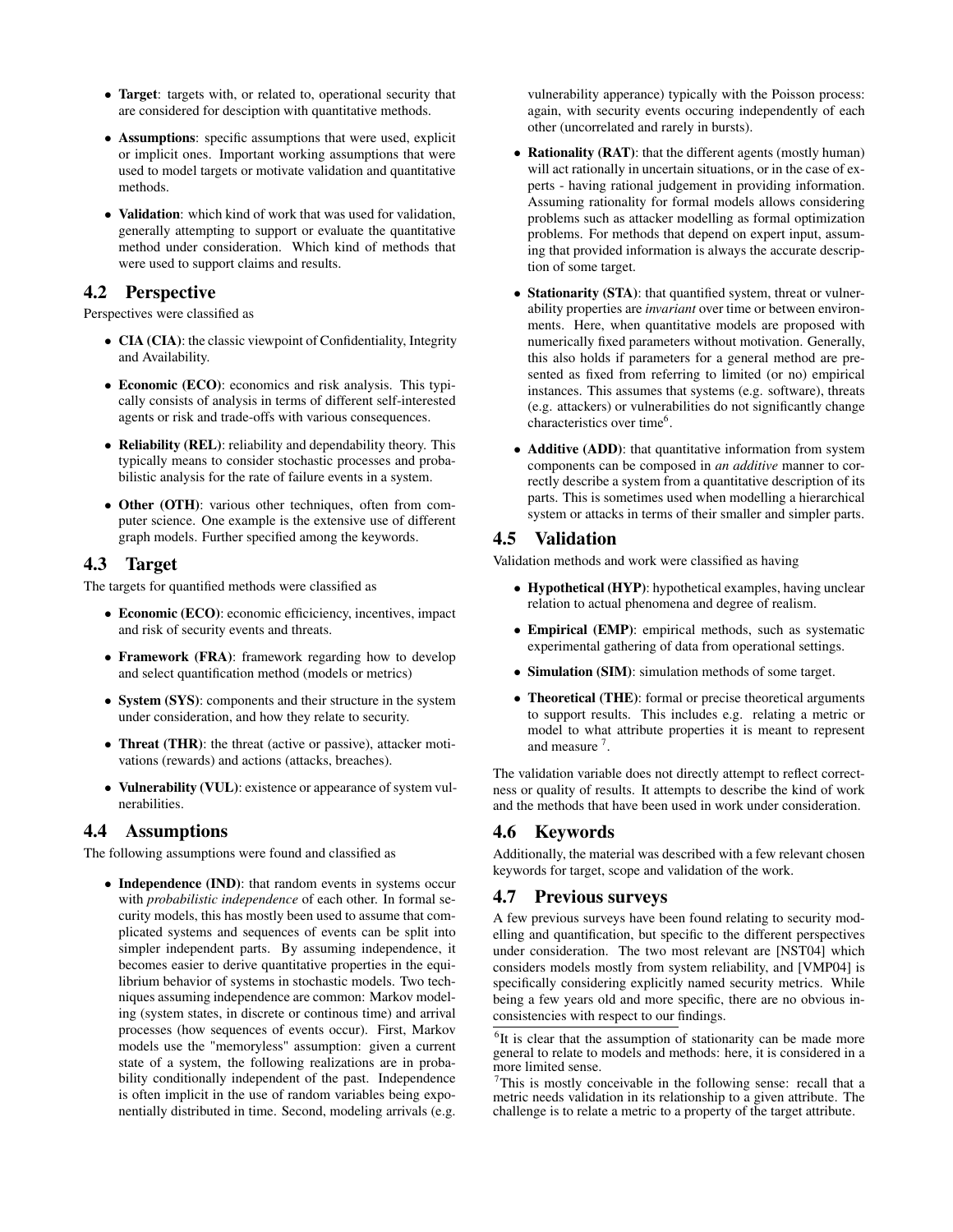- **Target**: targets with, or related to, operational security that are considered for desciption with quantitative methods.
- **Assumptions**: specific assumptions that were used, explicit or implicit ones. Important working assumptions that were used to model targets or motivate validation and quantitative methods.
- **Validation**: which kind of work that was used for validation, generally attempting to support or evaluate the quantitative method under consideration. Which kind of methods that were used to support claims and results.

## 4.2 Perspective

Perspectives were classified as

- **CIA (CIA)**: the classic viewpoint of Confidentiality, Integrity and Availability.
- **Economic (ECO)**: economics and risk analysis. This typically consists of analysis in terms of different self-interested agents or risk and trade-offs with various consequences.
- **Reliability (REL)**: reliability and dependability theory. This typically means to consider stochastic processes and probabilistic analysis for the rate of failure events in a system.
- **Other (OTH)**: various other techniques, often from computer science. One example is the extensive use of different graph models. Further specified among the keywords.

## 4.3 Target

The targets for quantified methods were classified as

- **Economic (ECO)**: economic efficiciency, incentives, impact and risk of security events and threats.
- **Framework (FRA)**: framework regarding how to develop and select quantification method (models or metrics)
- **System (SYS)**: components and their structure in the system under consideration, and how they relate to security.
- **Threat (THR)**: the threat (active or passive), attacker motivations (rewards) and actions (attacks, breaches).
- **Vulnerability (VUL)**: existence or appearance of system vulnerabilities.

## 4.4 Assumptions

The following assumptions were found and classified as

- **Independence (IND)**: that random events in systems occur with *probabilistic independence* of each other. In formal security models, this has mostly been used to assume that complicated systems and sequences of events can be split into simpler independent parts. By assuming independence, it becomes easier to derive quantitative properties in the equilibrium behavior of systems in stochastic models. Two techniques assuming independence are common: Markov modeling (system states, in discrete or continous time) and arrival processes (how sequences of events occur). First, Markov models use the "memoryless" assumption: given a current state of a system, the following realizations are in probability conditionally independent of the past. Independence is often implicit in the use of random variables being exponentially distributed in time. Second, modeling arrivals (e.g. vulnerability apperance) typically with the Poisson process: again, with security events occuring independently of each other (uncorrelated and rarely in bursts).
- **Rationality (RAT)**: that the different agents (mostly human) will act rationally in uncertain situations, or in the case of experts - having rational judgement in providing information. Assuming rationality for formal models allows considering problems such as attacker modelling as formal optimization problems. For methods that depend on expert input, assuming that provided information is always the accurate description of some target.
- **Stationarity (STA)**: that quantified system, threat or vulnerability properties are *invariant* over time or between environments. Here, when quantitative models are proposed with numerically fixed parameters without motivation. Generally, this also holds if parameters for a general method are presented as fixed from referring to limited (or no) empirical instances. This assumes that systems (e.g. software), threats (e.g. attackers) or vulnerabilities do not significantly change characteristics over time[6].
- **Additive (ADD)**: that quantitative information from system components can be composed in *an additive* manner to correctly describe a system from a quantitative description of its parts. This is sometimes used when modelling a hierarchical system or attacks in terms of their smaller and simpler parts.

## 4.5 Validation

Validation methods and work were classified as having

- **Hypothetical (HYP)**: hypothetical examples, having unclear relation to actual phenomena and degree of realism.
- **Empirical (EMP)**: empirical methods, such as systematic experimental gathering of data from operational settings.
- **Simulation (SIM)**: simulation methods of some target.
- **Theoretical (THE)**: formal or precise theoretical arguments to support results. This includes e.g. relating a metric or model to what attribute properties it is meant to represent and measure [7].

The validation variable does not directly attempt to reflect correctness or quality of results. It attempts to describe the kind of work and the methods that have been used in work under consideration.

## 4.6 Keywords

Additionally, the material was described with a few relevant chosen keywords for target, scope and validation of the work.

## 4.7 Previous surveys

A few previous surveys have been found relating to security modelling and quantification, but specific to the different perspectives under consideration. The two most relevant are [NST04] which considers models mostly from system reliability, and [VMP04] is specifically considering explicitly named security metrics. While being a few years old and more specific, there are no obvious inconsistencies with respect to our findings.

[6] It is clear that the assumption of stationarity can be made more general to relate to models and methods: here, it is considered in a more limited sense.

[7] This is mostly conceivable in the following sense: recall that a metric needs validation in its relationship to a given attribute. The challenge is to relate a metric to a property of the target attribute.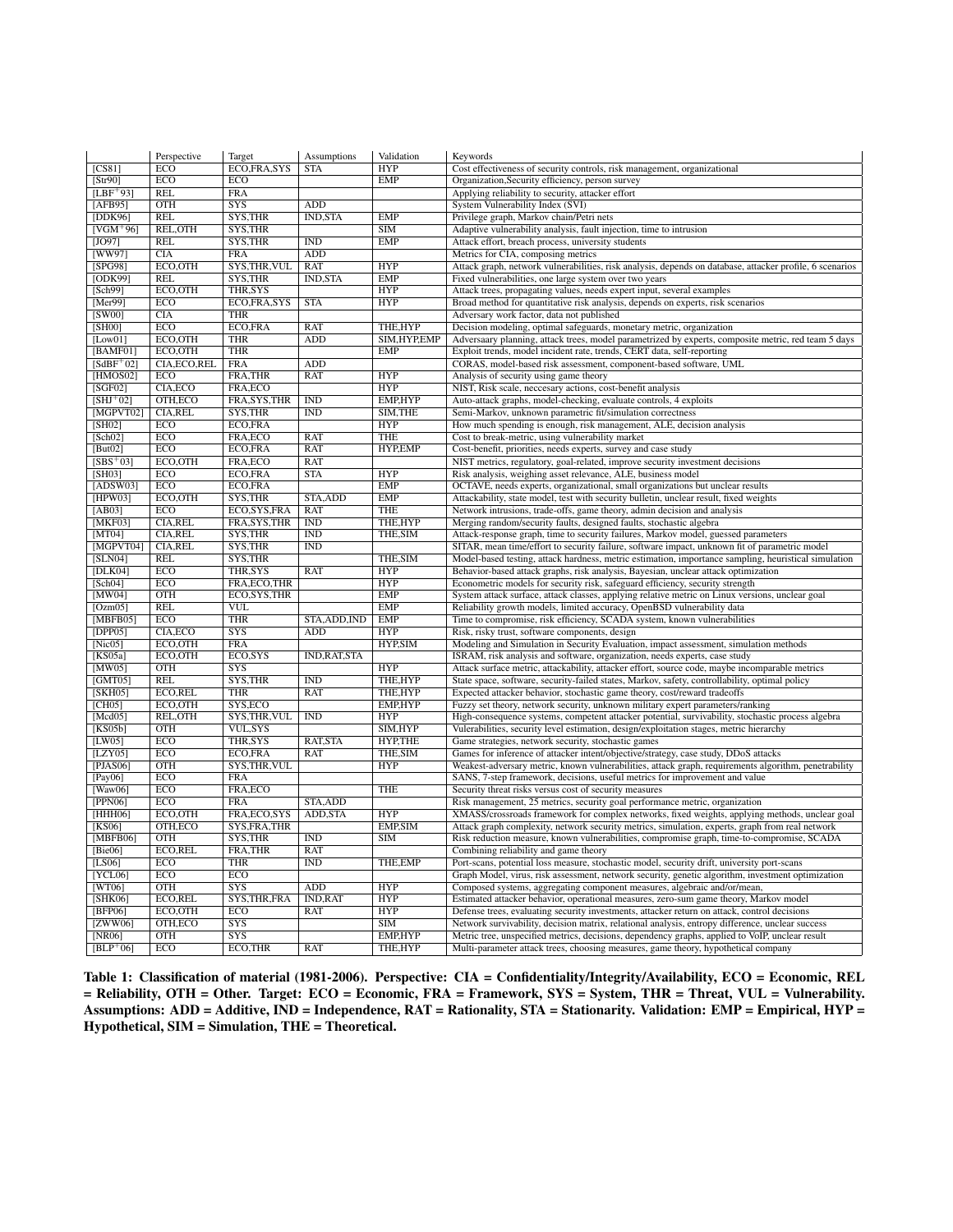| | Perspective | Target | Assumptions | Validation | Keywords |
|---|---|---|---|---|---|
| [CS81] | ECO | ECO,FRA,SYS | STA | HYP | Cost effectiveness of security controls, risk management, organizational |
| [Str90] | ECO | ECO | | EMP | Organization,Security efficiency, person survey |
| [LBF+93] | REL | FRA | | | Applying reliability to security, attacker effort |
| [AFB95] | OTH | SYS | ADD | | System Vulnerability Index (SVI) |
| [DDK96] | REL | SYS,THR | IND,STA | EMP | Privilege graph, Markov chain/Petri nets |
| [VGM+96] | REL,OTH | SYS,THR | | SIM | Adaptive vulnerability analysis, fault injection, time to intrusion |
| [JO97] | REL | SYS,THR | IND | EMP | Attack effort, breach process, university students |
| [WW97] | CIA | FRA | ADD | | Metrics for CIA, composing metrics |
| [SPG98] | ECO,OTH | SYS,THR,VUL | RAT | HYP | Attack graph, network vulnerabilities, risk analysis, depends on database, attacker profile, 6 scenarios |
| [ODK99] | REL | SYS,THR | IND,STA | EMP | Fixed vulnerabilities, one large system over two years |
| [Sch99] | ECO,OTH | THR,SYS | | HYP | Attack trees, propagating values, needs expert input, several examples |
| [Mer99] | ECO | ECO,FRA,SYS | STA | HYP | Broad method for quantitative risk analysis, depends on experts, risk scenarios |
| [SW00] | CIA | THR | | | Adversary work factor, data not published |
| [SH00] | ECO | ECO,FRA | RAT | THE,HYP | Decision modeling, optimal safeguards, monetary metric, organization |
| [Low01] | ECO,OTH | THR | ADD | SIM,HYP,EMP | Adversaary planning, attack trees, model parametrized by experts, composite metric, red team 5 days |
| [BAMF01] | ECO,OTH | THR | | EMP | Exploit trends, model incident rate, trends, CERT data, self-reporting |
| [SdBF+02] | CIA,ECO,REL | FRA | ADD | | CORAS, model-based risk assessment, component-based software, UML |
| [HMOS02] | ECO | FRA,THR | RAT | HYP | Analysis of security using game theory |
| [SGF02] | CIA,ECO | FRA,ECO | | HYP | NIST, Risk scale, neccesary actions, cost-benefit analysis |
| [SHJ+02] | OTH,ECO | FRA,SYS,THR | IND | EMP,HYP | Auto-attack graphs, model-checking, evaluate controls, 4 exploits |
| [MGPVT02] | CIA,REL | SYS,THR | IND | SIM,THE | Semi-Markov, unknown parametric fit/simulation correctness |
| [SH02] | ECO | ECO,FRA | | HYP | How much spending is enough, risk management, ALE, decision analysis |
| [Sch02] | ECO | FRA,ECO | RAT | THE | Cost to break-metric, using vulnerability market |
| [But02] | ECO | ECO,FRA | RAT | HYP,EMP | Cost-benefit, priorities, needs experts, survey and case study |
| [SBS+03] | ECO,OTH | FRA,ECO | RAT | | NIST metrics, regulatory, goal-related, improve security investment decisions |
| [SH03] | ECO | ECO,FRA | STA | HYP | Risk analysis, weighing asset relevance, ALE, business model |
| [ADSW03] | ECO | ECO,FRA | | EMP | OCTAVE, needs experts, organizational, small organizations but unclear results |
| [HPW03] | ECO,OTH | SYS,THR | STA,ADD | EMP | Attackability, state model, test with security bulletin, unclear result, fixed weights |
| [AB03] | ECO | ECO,SYS,FRA | RAT | THE | Network intrusions, trade-offs, game theory, admin decision and analysis |
| [MKF03] | CIA,REL | FRA,SYS,THR | IND | THE,HYP | Merging random/security faults, designed faults, stochastic algebra |
| [MT04] | CIA,REL | SYS,THR | IND | THE,SIM | Attack-response graph, time to security failures, Markov model, guessed parameters |
| [MGPVT04] | CIA,REL | SYS,THR | IND | | SITAR, mean time/effort to security failure, software impact, unknown fit of parametric model |
| [SLN04] | REL | SYS,THR | | THE,SIM | Model-based testing, attack hardness, metric estimation, importance sampling, heuristical simulation |
| [DLK04] | ECO | THR,SYS | RAT | HYP | Behavior-based attack graphs, risk analysis, Bayesian, unclear attack optimization |
| [Sch04] | ECO | FRA,ECO,THR | | HYP | Econometric models for security risk, safeguard efficiency, security strength |
| [MW04] | OTH | ECO,SYS,THR | | EMP | System attack surface, attack classes, applying relative metric on Linux versions, unclear goal |
| [Ozm05] | REL | VUL | | EMP | Reliability growth models, limited accuracy, OpenBSD vulnerability data |
| [MBFB05] | ECO | THR | STA,ADD,IND | EMP | Time to compromise, risk efficiency, SCADA system, known vulnerabilities |
| [DPP05] | CIA,ECO | SYS | ADD | HYP | Risk, risky trust, software components, design |
| [Nic05] | ECO,OTH | FRA | | HYP,SIM | Modeling and Simulation in Security Evaluation, impact assessment, simulation methods |
| [KS05a] | ECO,OTH | ECO,SYS | IND,RAT,STA | | ISRAM, risk analysis and software, organization, needs experts, case study |
| [MW05] | OTH | SYS | | HYP | Attack surface metric, attackability, attacker effort, source code, maybe incomparable metrics |
| [GMT05] | REL | SYS,THR | IND | THE,HYP | State space, software, security-failed states, Markov, safety, controllability, optimal policy |
| [SKH05] | ECO,REL | THR | RAT | THE,HYP | Expected attacker behavior, stochastic game theory, cost/reward tradeoffs |
| [CH05] | ECO,OTH | SYS,ECO | | EMP,HYP | Fuzzy set theory, network security, unknown military expert parameters/ranking |
| [Mcd05] | REL,OTH | SYS,THR,VUL | IND | HYP | High-consequence systems, competent attacker potential, survivability, stochastic process algebra |
| [KS05b] | OTH | VUL,SYS | | SIM,HYP | Vulerabilities, security level estimation, design/exploitation stages, metric hierarchy |
| [LW05] | ECO | THR,SYS | RAT,STA | HYP,THE | Game strategies, network security, stochastic games |
| [LZY05] | ECO | ECO,FRA | RAT | THE,SIM | Games for inference of attacker intent/objective/strategy, case study, DDoS attacks |
| [PJAS06] | OTH | SYS,THR,VUL | | HYP | Weakest-adversary metric, known vulnerabilities, attack graph, requirements algorithm, penetrability |
| [Pay06] | ECO | FRA | | | SANS, 7-step framework, decisions, useful metrics for improvement and value |
| [Waw06] | ECO | FRA,ECO | | THE | Security threat risks versus cost of security measures |
| [PPN06] | ECO | FRA | STA,ADD | | Risk management, 25 metrics, security goal performance metric, organization |
| [HHH06] | ECO,OTH | FRA,ECO,SYS | ADD,STA | HYP | XMASS/crossroads framework for complex networks, fixed weights, applying methods, unclear goal |
| [KS06] | OTH,ECO | SYS,FRA,THR | | EMP,SIM | Attack graph complexity, network security metrics, simulation, experts, graph from real network |
| [MBFB06] | OTH | SYS,THR | IND | SIM | Risk reduction measure, known vulnerabilities, compromise graph, time-to-compromise, SCADA |
| [Bie06] | ECO,REL | FRA,THR | RAT | | Combining reliability and game theory |
| [LS06] | ECO | THR | IND | THE,EMP | Port-scans, potential loss measure, stochastic model, security drift, university port-scans |
| [YCL06] | ECO | ECO | | | Graph Model, virus, risk assessment, network security, genetic algorithm, investment optimization |
| [WT06] | OTH | SYS | ADD | HYP | Composed systems, aggregating component measures, algebraic and/or/mean, |
| [SHK06] | ECO,REL | SYS,THR,FRA | IND,RAT | HYP | Estimated attacker behavior, operational measures, zero-sum game theory, Markov model |
| [BFP06] | ECO,OTH | ECO | RAT | HYP | Defense trees, evaluating security investments, attacker return on attack, control decisions |
| [ZWW06] | OTH,ECO | SYS | | SIM | Network survivability, decision matrix, relational analysis, entropy difference, unclear success |
| [NR06] | OTH | SYS | | EMP,HYP | Metric tree, unspecified metrics, decisions, dependency graphs, applied to VoIP, unclear result |
| [BLP+06] | ECO | ECO,THR | RAT | THE,HYP | Multi-parameter attack trees, choosing measures, game theory, hypothetical company |

**Table 1: Classification of material (1981-2006). Perspective: CIA = Confidentiality/Integrity/Availability, ECO = Economic, REL = Reliability, OTH = Other. Target: ECO = Economic, FRA = Framework, SYS = System, THR = Threat, VUL = Vulnerability. Assumptions: ADD = Additive, IND = Independence, RAT = Rationality, STA = Stationarity. Validation: EMP = Empirical, HYP = Hypothetical, SIM = Simulation, THE = Theoretical.**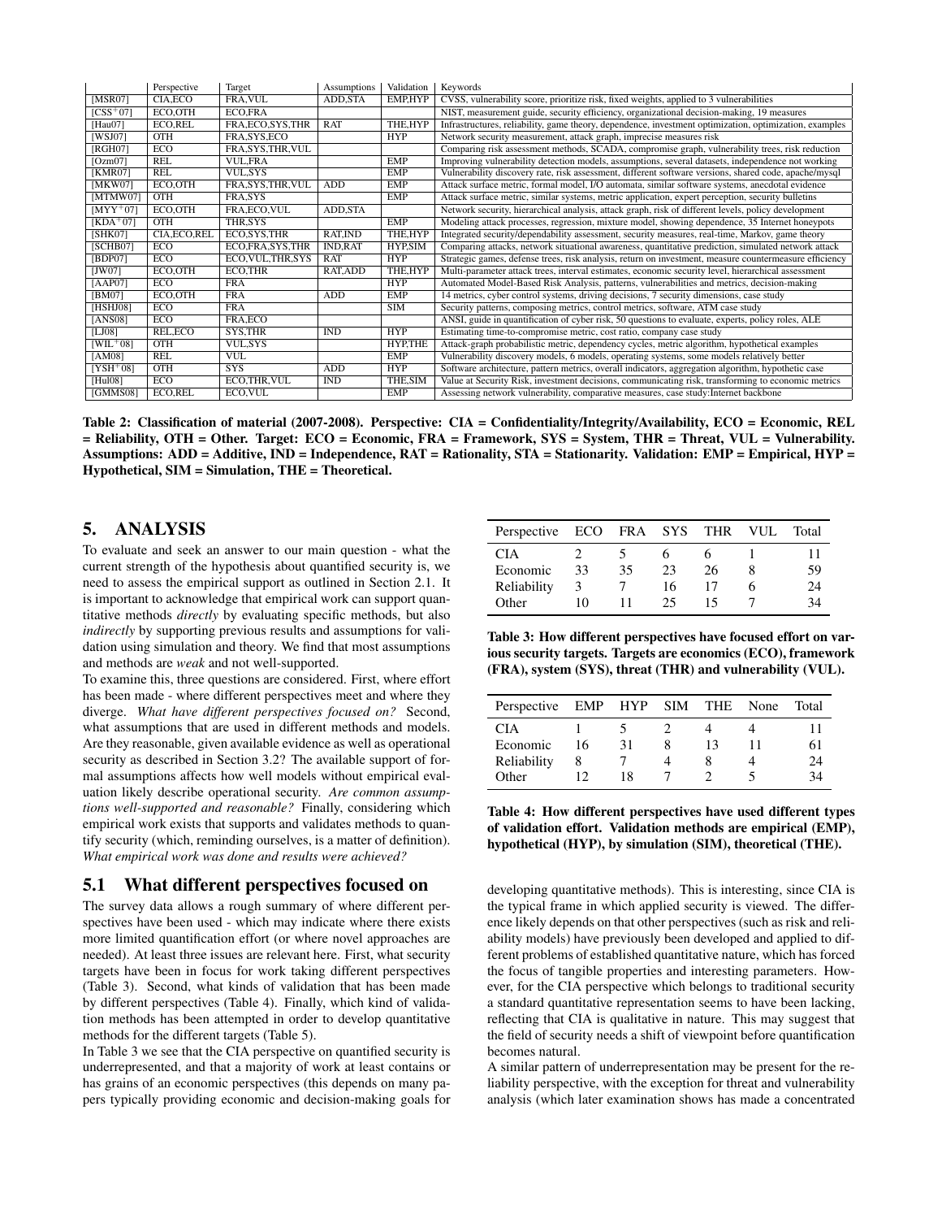| | Perspective | Target | Assumptions | Validation | Keywords |
|---|---|---|---|---|---|
| [MSR07] | CIA,ECO | FRA,VUL | ADD,STA | EMP,HYP | CVSS, vulnerability score, prioritize risk, fixed weights, applied to 3 vulnerabilities |
| [CSS+07] | ECO,OTH | ECO,FRA | | | NIST, measurement guide, security efficiency, organizational decision-making, 19 measures |
| [Hau07] | ECO,REL | FRA,ECO,SYS,THR | RAT | THE,HYP | Infrastructures, reliability, game theory, dependence, investment optimization, optimization, examples |
| [WSJ07] | OTH | FRA,SYS,ECO | | HYP | Network security measurement, attack graph, imprecise measures risk |
| [RGH07] | ECO | FRA,SYS,THR,VUL | | | Comparing risk assessment methods, SCADA, compromise graph, vulnerability trees, risk reduction |
| [Ozm07] | REL | VUL,FRA | | EMP | Improving vulnerability detection models, assumptions, several datasets, independence not working |
| [KMR07] | REL | VUL,SYS | | EMP | Vulnerability discovery rate, risk assessment, different software versions, shared code, apache/mysql |
| [MKW07] | ECO,OTH | FRA,SYS,THR,VUL | ADD | EMP | Attack surface metric, formal model, I/O automata, similar software systems, anecdotal evidence |
| [MTMW07] | OTH | FRA,SYS | | EMP | Attack surface metric, similar systems, metric application, expert perception, security bulletins |
| [MYY+07] | ECO,OTH | FRA,ECO,VUL | ADD,STA | | Network security, hierarchical analysis, attack graph, risk of different levels, policy development |
| [KDA+07] | OTH | THR,SYS | | EMP | Modeling attack processes, regression, mixture model, showing dependence, 35 Internet honeypots |
| [SHK07] | CIA,ECO,REL | ECO,SYS,THR | RAT,IND | THE,HYP | Integrated security/dependability assessment, security measures, real-time, Markov, game theory |
| [SCHB07] | ECO | ECO,FRA,SYS,THR | IND,RAT | HYP,SIM | Comparing attacks, network situational awareness, quantitative prediction, simulated network attack |
| [BDP07] | ECO | ECO,VUL,THR,SYS | RAT | HYP | Strategic games, defense trees, risk analysis, return on investment, measure countermeasure efficiency |
| [JW07] | ECO,OTH | ECO,THR | RAT,ADD | THE,HYP | Multi-parameter attack trees, interval estimates, economic security level, hierarchical assessment |
| [AAP07] | ECO | FRA | | HYP | Automated Model-Based Risk Analysis, patterns, vulnerabilities and metrics, decision-making |
| [BM07] | ECO,OTH | FRA | ADD | EMP | 14 metrics, cyber control systems, driving decisions, 7 security dimensions, case study |
| [HSHJ08] | ECO | FRA | | SIM | Security patterns, composing metrics, control metrics, software, ATM case study |
| [ANS08] | ECO | FRA,ECO | | | ANSI, guide in quantification of cyber risk, 50 questions to evaluate, experts, policy roles, ALE |
| [LJ08] | REL,ECO | SYS,THR | IND | HYP | Estimating time-to-compromise metric, cost ratio, company case study |
| [WIL+08] | OTH | VUL,SYS | | HYP,THE | Attack-graph probabilistic metric, dependency cycles, metric algorithm, hypothetical examples |
| [AM08] | REL | VUL | | EMP | Vulnerability discovery models, 6 models, operating systems, some models relatively better |
| [YSH+08] | OTH | SYS | ADD | HYP | Software architecture, pattern metrics, overall indicators, aggregation algorithm, hypothetic case |
| [Hul08] | ECO | ECO,THR,VUL | IND | THE,SIM | Value at Security Risk, investment decisions, communicating risk, transforming to economic metrics |
| [GMMS08] | ECO,REL | ECO,VUL | | EMP | Assessing network vulnerability, comparative measures, case study:Internet backbone |

**Table 2: Classification of material (2007-2008). Perspective: CIA = Confidentiality/Integrity/Availability, ECO = Economic, REL = Reliability, OTH = Other. Target: ECO = Economic, FRA = Framework, SYS = System, THR = Threat, VUL = Vulnerability. Assumptions: ADD = Additive, IND = Independence, RAT = Rationality, STA = Stationarity. Validation: EMP = Empirical, HYP = Hypothetical, SIM = Simulation, THE = Theoretical.**

## 5. ANALYSIS

To evaluate and seek an answer to our main question - what the current strength of the hypothesis about quantified security is, we need to assess the empirical support as outlined in Section 2.1. It is important to acknowledge that empirical work can support quantitative methods *directly* by evaluating specific methods, but also *indirectly* by supporting previous results and assumptions for validation using simulation and theory. We find that most assumptions and methods are *weak* and not well-supported.

To examine this, three questions are considered. First, where effort has been made - where different perspectives meet and where they diverge. *What have different perspectives focused on?* Second, what assumptions that are used in different methods and models. Are they reasonable, given available evidence as well as operational security as described in Section 3.2? The available support of formal assumptions affects how well models without empirical evaluation likely describe operational security. *Are common assumptions well-supported and reasonable?* Finally, considering which empirical work exists that supports and validates methods to quantify security (which, reminding ourselves, is a matter of definition). *What empirical work was done and results were achieved?*

### 5.1 What different perspectives focused on

The survey data allows a rough summary of where different perspectives have been used - which may indicate where there exists more limited quantification effort (or where novel approaches are needed). At least three issues are relevant here. First, what security targets have been in focus for work taking different perspectives (Table 3). Second, what kinds of validation that has been made by different perspectives (Table 4). Finally, which kind of validation methods has been attempted in order to develop quantitative methods for the different targets (Table 5).

In Table 3 we see that the CIA perspective on quantified security is underrepresented, and that a majority of work at least contains or has grains of an economic perspectives (this depends on many papers typically providing economic and decision-making goals for

| Perspective | ECO | FRA | SYS | THR | VUL | Total |
|---|---|---|---|---|---|---|
| CIA | 2 | 5 | 6 | 6 | 1 | 11 |
| Economic | 33 | 35 | 23 | 26 | 8 | 59 |
| Reliability | 3 | 7 | 16 | 17 | 6 | 24 |
| Other | 10 | 11 | 25 | 15 | 7 | 34 |

**Table 3: How different perspectives have focused effort on various security targets. Targets are economics (ECO), framework (FRA), system (SYS), threat (THR) and vulnerability (VUL).**

| Perspective | EMP | HYP | SIM | THE | None | Total |
|---|---|---|---|---|---|---|
| CIA | 1 | 5 | 2 | 4 | 4 | 11 |
| Economic | 16 | 31 | 8 | 13 | 11 | 61 |
| Reliability | 8 | 7 | 4 | 8 | 4 | 24 |
| Other | 12 | 18 | 7 | 2 | 5 | 34 |

**Table 4: How different perspectives have used different types of validation effort. Validation methods are empirical (EMP), hypothetical (HYP), by simulation (SIM), theoretical (THE).**

developing quantitative methods). This is interesting, since CIA is the typical frame in which applied security is viewed. The difference likely depends on that other perspectives (such as risk and reliability models) have previously been developed and applied to different problems of established quantitative nature, which has forced the focus of tangible properties and interesting parameters. However, for the CIA perspective which belongs to traditional security a standard quantitative representation seems to have been lacking, reflecting that CIA is qualitative in nature. This may suggest that the field of security needs a shift of viewpoint before quantification becomes natural.

A similar pattern of underrepresentation may be present for the reliability perspective, with the exception for threat and vulnerability analysis (which later examination shows has made a concentrated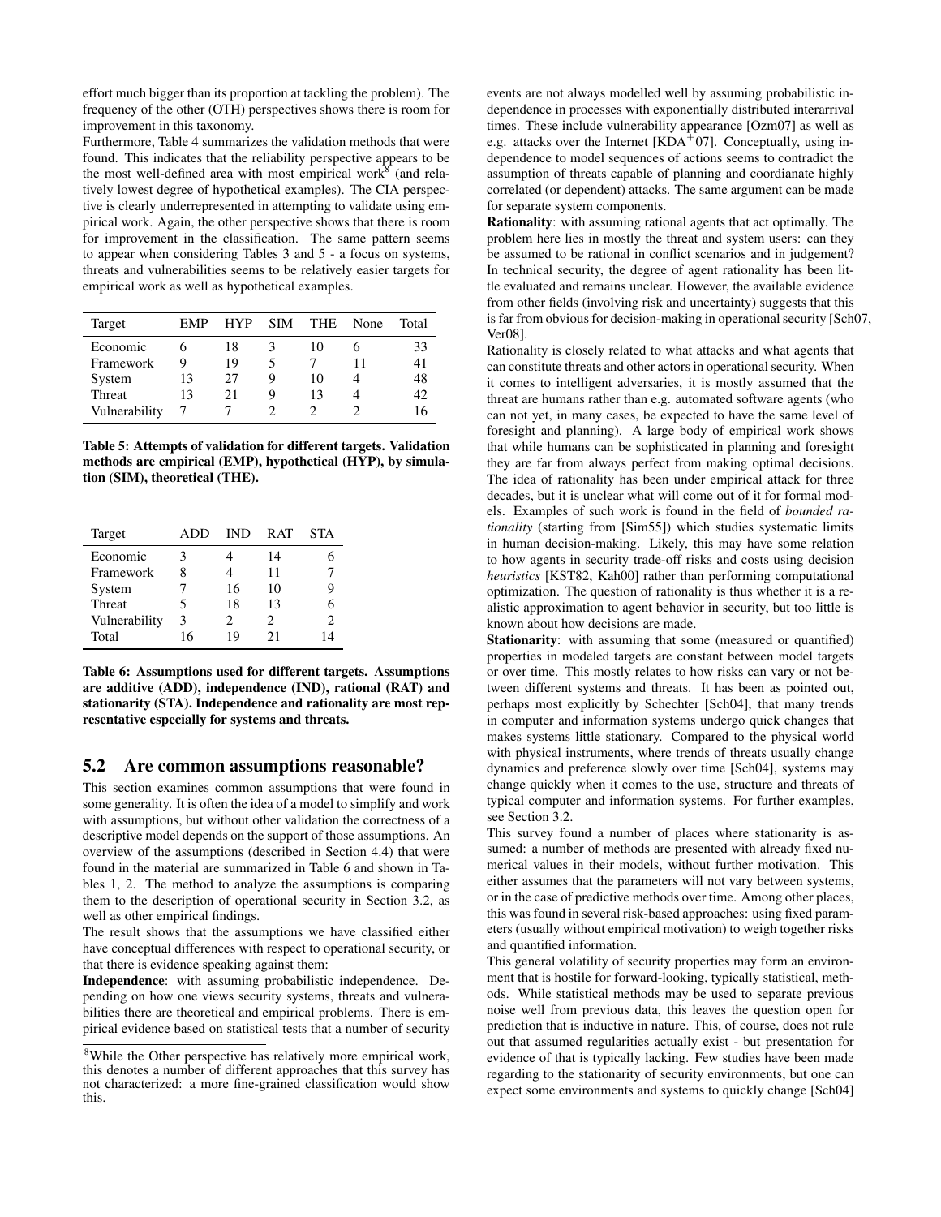effort much bigger than its proportion at tackling the problem). The frequency of the other (OTH) perspectives shows there is room for improvement in this taxonomy.

Furthermore, Table 4 summarizes the validation methods that were found. This indicates that the reliability perspective appears to be the most well-defined area with most empirical work[8] (and relatively lowest degree of hypothetical examples). The CIA perspective is clearly underrepresented in attempting to validate using empirical work. Again, the other perspective shows that there is room for improvement in the classification. The same pattern seems to appear when considering Tables 3 and 5 - a focus on systems, threats and vulnerabilities seems to be relatively easier targets for empirical work as well as hypothetical examples.

| Target | EMP | HYP | SIM | THE | None | Total |
|---|---|---|---|---|---|---|
| Economic | 6 | 18 | 3 | 10 | 6 | 33 |
| Framework | 9 | 19 | 5 | 7 | 11 | 41 |
| System | 13 | 27 | 9 | 10 | 4 | 48 |
| Threat | 13 | 21 | 9 | 13 | 4 | 42 |
| Vulnerability | 7 | 7 | 2 | 2 | 2 | 16 |

**Table 5: Attempts of validation for different targets. Validation methods are empirical (EMP), hypothetical (HYP), by simulation (SIM), theoretical (THE).**

| Target | ADD | IND | RAT | STA |
|---|---|---|---|---|
| Economic | 3 | 4 | 14 | 6 |
| Framework | 8 | 4 | 11 | 7 |
| System | 7 | 16 | 10 | 9 |
| Threat | 5 | 18 | 13 | 6 |
| Vulnerability | 3 | 2 | 2 | 2 |
| Total | 16 | 19 | 21 | 14 |

**Table 6: Assumptions used for different targets. Assumptions are additive (ADD), independence (IND), rational (RAT) and stationarity (STA). Independence and rationality are most representative especially for systems and threats.**

## 5.2 Are common assumptions reasonable?

This section examines common assumptions that were found in some generality. It is often the idea of a model to simplify and work with assumptions, but without other validation the correctness of a descriptive model depends on the support of those assumptions. An overview of the assumptions (described in Section 4.4) that were found in the material are summarized in Table 6 and shown in Tables 1, 2. The method to analyze the assumptions is comparing them to the description of operational security in Section 3.2, as well as other empirical findings.

The result shows that the assumptions we have classified either have conceptual differences with respect to operational security, or that there is evidence speaking against them:

**Independence**: with assuming probabilistic independence. Depending on how one views security systems, threats and vulnerabilities there are theoretical and empirical problems. There is empirical evidence based on statistical tests that a number of security events are not always modelled well by assuming probabilistic independence in processes with exponentially distributed interarrival times. These include vulnerability appearance [Ozm07] as well as e.g. attacks over the Internet [KDA$^+$07]. Conceptually, using independence to model sequences of actions seems to contradict the assumption of threats capable of planning and coordianate highly correlated (or dependent) attacks. The same argument can be made for separate system components.

**Rationality**: with assuming rational agents that act optimally. The problem here lies in mostly the threat and system users: can they be assumed to be rational in conflict scenarios and in judgement? In technical security, the degree of agent rationality has been little evaluated and remains unclear. However, the available evidence from other fields (involving risk and uncertainty) suggests that this is far from obvious for decision-making in operational security [Sch07, Ver08].

Rationality is closely related to what attacks and what agents that can constitute threats and other actors in operational security. When it comes to intelligent adversaries, it is mostly assumed that the threat are humans rather than e.g. automated software agents (who can not yet, in many cases, be expected to have the same level of foresight and planning). A large body of empirical work shows that while humans can be sophisticated in planning and foresight they are far from always perfect from making optimal decisions. The idea of rationality has been under empirical attack for three decades, but it is unclear what will come out of it for formal models. Examples of such work is found in the field of *bounded rationality* (starting from [Sim55]) which studies systematic limits in human decision-making. Likely, this may have some relation to how agents in security trade-off risks and costs using decision *heuristics* [KST82, Kah00] rather than performing computational optimization. The question of rationality is thus whether it is a realistic approximation to agent behavior in security, but too little is known about how decisions are made.

**Stationarity**: with assuming that some (measured or quantified) properties in modeled targets are constant between model targets or over time. This mostly relates to how risks can vary or not between different systems and threats. It has been as pointed out, perhaps most explicitly by Schechter [Sch04], that many trends in computer and information systems undergo quick changes that makes systems little stationary. Compared to the physical world with physical instruments, where trends of threats usually change dynamics and preference slowly over time [Sch04], systems may change quickly when it comes to the use, structure and threats of typical computer and information systems. For further examples, see Section 3.2.

This survey found a number of places where stationarity is assumed: a number of methods are presented with already fixed numerical values in their models, without further motivation. This either assumes that the parameters will not vary between systems, or in the case of predictive methods over time. Among other places, this was found in several risk-based approaches: using fixed parameters (usually without empirical motivation) to weigh together risks and quantified information.

This general volatility of security properties may form an environment that is hostile for forward-looking, typically statistical, methods. While statistical methods may be used to separate previous noise well from previous data, this leaves the question open for prediction that is inductive in nature. This, of course, does not rule out that assumed regularities actually exist - but presentation for evidence of that is typically lacking. Few studies have been made regarding to the stationarity of security environments, but one can expect some environments and systems to quickly change [Sch04]

[8] While the Other perspective has relatively more empirical work, this denotes a number of different approaches that this survey has not characterized: a more fine-grained classification would show this.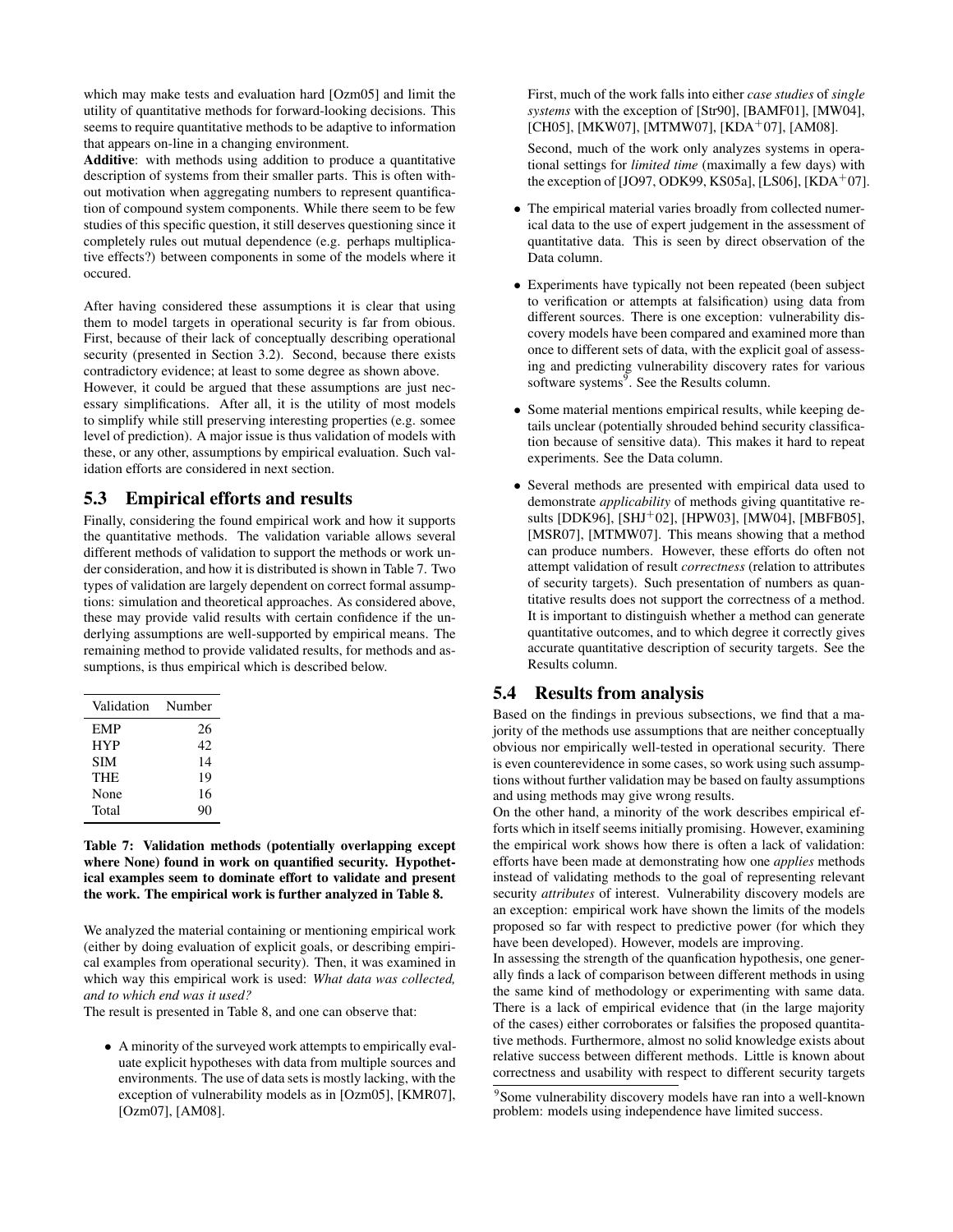which may make tests and evaluation hard [Ozm05] and limit the utility of quantitative methods for forward-looking decisions. This seems to require quantitative methods to be adaptive to information that appears on-line in a changing environment.

**Additive**: with methods using addition to produce a quantitative description of systems from their smaller parts. This is often without motivation when aggregating numbers to represent quantification of compound system components. While there seem to be few studies of this specific question, it still deserves questioning since it completely rules out mutual dependence (e.g. perhaps multiplicative effects?) between components in some of the models where it occured.

After having considered these assumptions it is clear that using them to model targets in operational security is far from obious. First, because of their lack of conceptually describing operational security (presented in Section 3.2). Second, because there exists contradictory evidence; at least to some degree as shown above.

However, it could be argued that these assumptions are just necessary simplifications. After all, it is the utility of most models to simplify while still preserving interesting properties (e.g. somee level of prediction). A major issue is thus validation of models with these, or any other, assumptions by empirical evaluation. Such validation efforts are considered in next section.

## 5.3 Empirical efforts and results

Finally, considering the found empirical work and how it supports the quantitative methods. The validation variable allows several different methods of validation to support the methods or work under consideration, and how it is distributed is shown in Table 7. Two types of validation are largely dependent on correct formal assumptions: simulation and theoretical approaches. As considered above, these may provide valid results with certain confidence if the underlying assumptions are well-supported by empirical means. The remaining method to provide validated results, for methods and assumptions, is thus empirical which is described below.

| Validation | Number |
|---|---|
| EMP | 26 |
| HYP | 42 |
| SIM | 14 |
| THE | 19 |
| None | 16 |
| Total | 90 |

**Table 7: Validation methods (potentially overlapping except where None) found in work on quantified security. Hypothetical examples seem to dominate effort to validate and present the work. The empirical work is further analyzed in Table 8.**

We analyzed the material containing or mentioning empirical work (either by doing evaluation of explicit goals, or describing empirical examples from operational security). Then, it was examined in which way this empirical work is used: *What data was collected, and to which end was it used?*

The result is presented in Table 8, and one can observe that:

- A minority of the surveyed work attempts to empirically evaluate explicit hypotheses with data from multiple sources and environments. The use of data sets is mostly lacking, with the exception of vulnerability models as in [Ozm05], [KMR07], [Ozm07], [AM08].

  First, much of the work falls into either *case studies* of *single systems* with the exception of [Str90], [BAMF01], [MW04], [CH05], [MKW07], [MTMW07], [KDA+07], [AM08].

  Second, much of the work only analyzes systems in operational settings for *limited time* (maximally a few days) with the exception of [JO97, ODK99, KS05a], [LS06], [KDA+07].

- The empirical material varies broadly from collected numerical data to the use of expert judgement in the assessment of quantitative data. This is seen by direct observation of the Data column.

- Experiments have typically not been repeated (been subject to verification or attempts at falsification) using data from different sources. There is one exception: vulnerability discovery models have been compared and examined more than once to different sets of data, with the explicit goal of assessing and predicting vulnerability discovery rates for various software systems[9]. See the Results column.

- Some material mentions empirical results, while keeping details unclear (potentially shrouded behind security classification because of sensitive data). This makes it hard to repeat experiments. See the Data column.

- Several methods are presented with empirical data used to demonstrate *applicability* of methods giving quantitative results [DDK96], [SHJ+02], [HPW03], [MW04], [MBFB05], [MSR07], [MTMW07]. This means showing that a method can produce numbers. However, these efforts do often not attempt validation of result *correctness* (relation to attributes of security targets). Such presentation of numbers as quantitative results does not support the correctness of a method. It is important to distinguish whether a method can generate quantitative outcomes, and to which degree it correctly gives accurate quantitative description of security targets. See the Results column.

## 5.4 Results from analysis

Based on the findings in previous subsections, we find that a majority of the methods use assumptions that are neither conceptually obvious nor empirically well-tested in operational security. There is even counterevidence in some cases, so work using such assumptions without further validation may be based on faulty assumptions and using methods may give wrong results.

On the other hand, a minority of the work describes empirical efforts which in itself seems initially promising. However, examining the empirical work shows how there is often a lack of validation: efforts have been made at demonstrating how one *applies* methods instead of validating methods to the goal of representing relevant security *attributes* of interest. Vulnerability discovery models are an exception: empirical work have shown the limits of the models proposed so far with respect to predictive power (for which they have been developed). However, models are improving.

In assessing the strength of the quanfication hypothesis, one generally finds a lack of comparison between different methods in using the same kind of methodology or experimenting with same data. There is a lack of empirical evidence that (in the large majority of the cases) either corroborates or falsifies the proposed quantitative methods. Furthermore, almost no solid knowledge exists about relative success between different methods. Little is known about correctness and usability with respect to different security targets

[9] Some vulnerability discovery models have ran into a well-known problem: models using independence have limited success.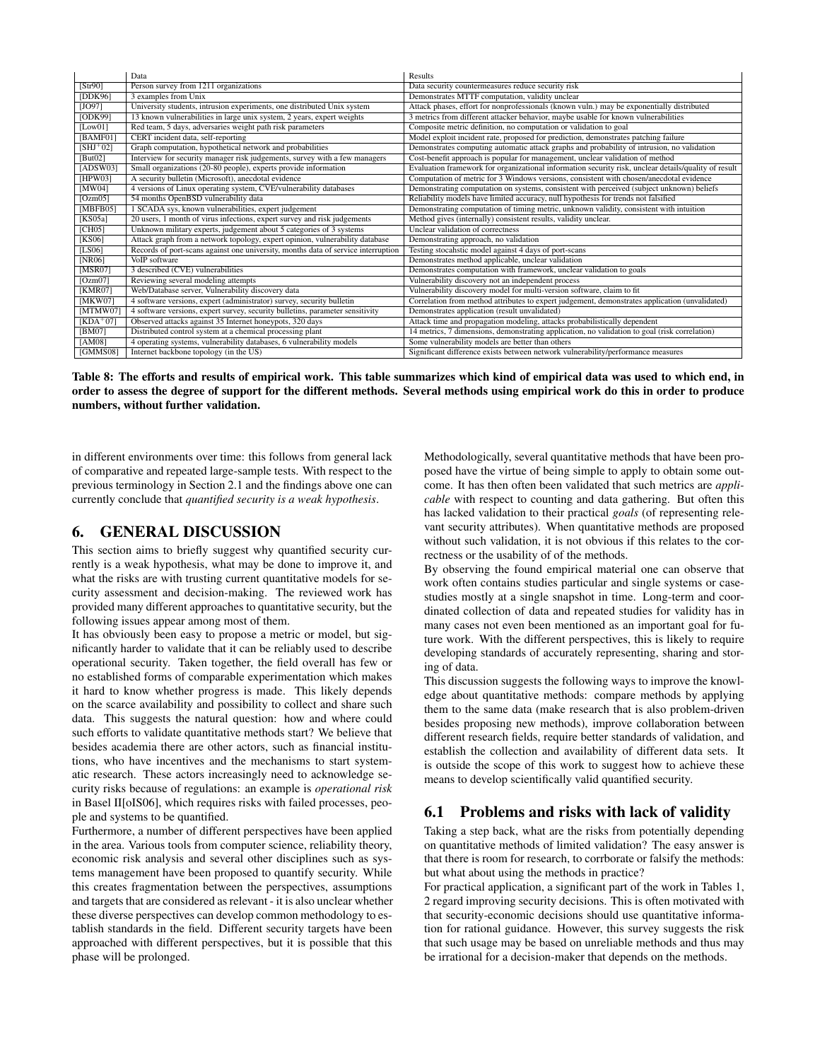| | Data | Results |
|---|---|---|
| [Str90] | Person survey from 1211 organizations | Data security countermeasures reduce security risk |
| [DDK96] | 3 examples from Unix | Demonstrates MTTF computation, validity unclear |
| [JO97] | University students, intrusion experiments, one distributed Unix system | Attack phases, effort for nonprofessionals (known vuln.) may be exponentially distributed |
| [ODK99] | 13 known vulnerabilities in large unix system, 2 years, expert weights | 3 metrics from different attacker behavior, maybe usable for known vulnerabilities |
| [Low01] | Red team, 5 days, adversaries weight path risk parameters | Composite metric definition, no computation or validation to goal |
| [BAMF01] | CERT incident data, self-reporting | Model exploit incident rate, proposed for prediction, demonstrates patching failure |
| [SHJ+02] | Graph computation, hypothetical network and probabilities | Demonstrates computing automatic attack graphs and probability of intrusion, no validation |
| [But02] | Interview for security manager risk judgements, survey with a few managers | Cost-benefit approach is popular for management, unclear validation of method |
| [ADSW03] | Small organizations (20-80 people), experts provide information | Evaluation framework for organizational information security risk, unclear details/quality of result |
| [HPW03] | A security bulletin (Microsoft), anecdotal evidence | Computation of metric for 3 Windows versions, consistent with chosen/anecdotal evidence |
| [MW04] | 4 versions of Linux operating system, CVE/vulnerability databases | Demonstrating computation on systems, consistent with perceived (subject unknown) beliefs |
| [Ozm05] | 54 months OpenBSD vulnerability data | Reliability models have limited accuracy, null hypothesis for trends not falsified |
| [MBFB05] | 1 SCADA sys, known vulnerabilities, expert judgement | Demonstrating computation of timing metric, unknown validity, consistent with intuition |
| [KS05a] | 20 users, 1 month of virus infections, expert survey and risk judgements | Method gives (internally) consistent results, validity unclear. |
| [CH05] | Unknown military experts, judgement about 5 categories of 3 systems | Unclear validation of correctness |
| [KS06] | Attack graph from a network topology, expert opinion, vulnerability database | Demonstrating approach, no validation |
| [LS06] | Records of port-scans against one university, months data of service interruption | Testing stocahstic model against 4 days of port-scans |
| [NR06] | VoIP software | Demonstrates method applicable, unclear validation |
| [MSR07] | 3 described (CVE) vulnerabilities | Demonstrates computation with framework, unclear validation to goals |
| [Ozm07] | Reviewing several modeling attempts | Vulnerability discovery not an independent process |
| [KMR07] | Web/Database server, Vulnerability discovery data | Vulnerability discovery model for multi-version software, claim to fit |
| [MKW07] | 4 software versions, expert (administrator) survey, security bulletin | Correlation from method attributes to expert judgement, demonstrates application (unvalidated) |
| [MTMW07] | 4 software versions, expert survey, security bulletins, parameter sensitivity | Demonstrates application (result unvalidated) |
| [KDA+07] | Observed attacks against 35 Internet honeypots, 320 days | Attack time and propagation modeling, attacks probabilistically dependent |
| [BM07] | Distributed control system at a chemical processing plant | 14 metrics, 7 dimensions, demonstrating application, no validation to goal (risk correlation) |
| [AM08] | 4 operating systems, vulnerability databases, 6 vulnerability models | Some vulnerability models are better than others |
| [GMMS08] | Internet backbone topology (in the US) | Significant difference exists between network vulnerability/performance measures |

**Table 8: The efforts and results of empirical work. This table summarizes which kind of empirical data was used to which end, in order to assess the degree of support for the different methods. Several methods using empirical work do this in order to produce numbers, without further validation.**

in different environments over time: this follows from general lack of comparative and repeated large-sample tests. With respect to the previous terminology in Section 2.1 and the findings above one can currently conclude that *quantified security is a weak hypothesis*.

# 6. GENERAL DISCUSSION

This section aims to briefly suggest why quantified security currently is a weak hypothesis, what may be done to improve it, and what the risks are with trusting current quantitative models for security assessment and decision-making. The reviewed work has provided many different approaches to quantitative security, but the following issues appear among most of them.

It has obviously been easy to propose a metric or model, but significantly harder to validate that it can be reliably used to describe operational security. Taken together, the field overall has few or no established forms of comparable experimentation which makes it hard to know whether progress is made. This likely depends on the scarce availability and possibility to collect and share such data. This suggests the natural question: how and where could such efforts to validate quantitative methods start? We believe that besides academia there are other actors, such as financial institutions, who have incentives and the mechanisms to start systematic research. These actors increasingly need to acknowledge security risks because of regulations: an example is *operational risk* in Basel II[oIS06], which requires risks with failed processes, people and systems to be quantified.

Furthermore, a number of different perspectives have been applied in the area. Various tools from computer science, reliability theory, economic risk analysis and several other disciplines such as systems management have been proposed to quantify security. While this creates fragmentation between the perspectives, assumptions and targets that are considered as relevant - it is also unclear whether these diverse perspectives can develop common methodology to establish standards in the field. Different security targets have been approached with different perspectives, but it is possible that this phase will be prolonged.

Methodologically, several quantitative methods that have been proposed have the virtue of being simple to apply to obtain some outcome. It has then often been validated that such metrics are *applicable* with respect to counting and data gathering. But often this has lacked validation to their practical *goals* (of representing relevant security attributes). When quantitative methods are proposed without such validation, it is not obvious if this relates to the correctness or the usability of of the methods.

By observing the found empirical material one can observe that work often contains studies particular and single systems or case-studies mostly at a single snapshot in time. Long-term and coordinated collection of data and repeated studies for validity has in many cases not even been mentioned as an important goal for future work. With the different perspectives, this is likely to require developing standards of accurately representing, sharing and storing of data.

This discussion suggests the following ways to improve the knowledge about quantitative methods: compare methods by applying them to the same data (make research that is also problem-driven besides proposing new methods), improve collaboration between different research fields, require better standards of validation, and establish the collection and availability of different data sets. It is outside the scope of this work to suggest how to achieve these means to develop scientifically valid quantified security.

## 6.1 Problems and risks with lack of validity

Taking a step back, what are the risks from potentially depending on quantitative methods of limited validation? The easy answer is that there is room for research, to corrborate or falsify the methods: but what about using the methods in practice?

For practical application, a significant part of the work in Tables 1, 2 regard improving security decisions. This is often motivated with that security-economic decisions should use quantitative information for rational guidance. However, this survey suggests the risk that such usage may be based on unreliable methods and thus may be irrational for a decision-maker that depends on the methods.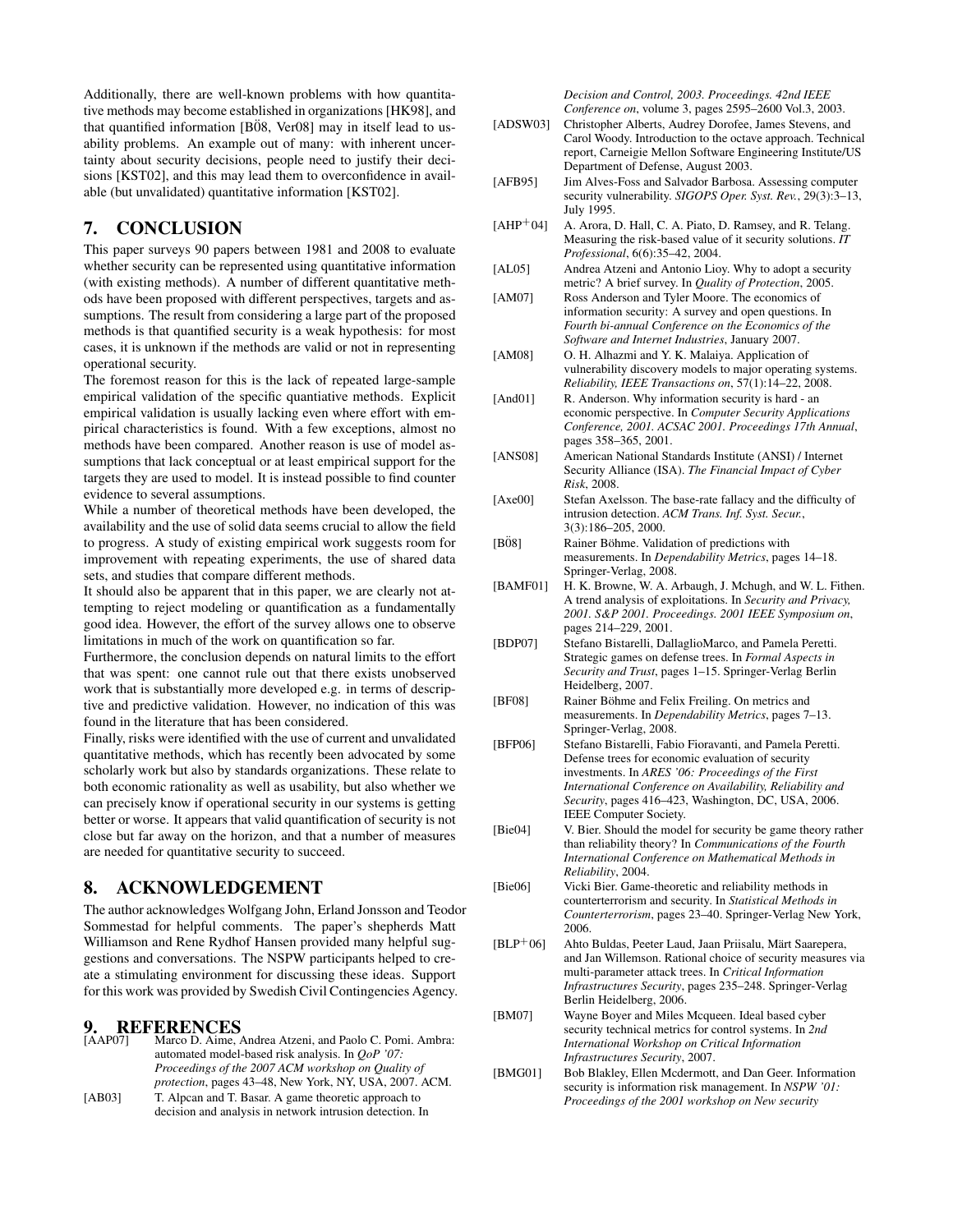Additionally, there are well-known problems with how quantitative methods may become established in organizations [HK98], and that quantified information [BÖ8, Ver08] may in itself lead to usability problems. An example out of many: with inherent uncertainty about security decisions, people need to justify their decisions [KST02], and this may lead them to overconfidence in available (but unvalidated) quantitative information [KST02].

## 7. CONCLUSION

This paper surveys 90 papers between 1981 and 2008 to evaluate whether security can be represented using quantitative information (with existing methods). A number of different quantitative methods have been proposed with different perspectives, targets and assumptions. The result from considering a large part of the proposed methods is that quantified security is a weak hypothesis: for most cases, it is unknown if the methods are valid or not in representing operational security.

The foremost reason for this is the lack of repeated large-sample empirical validation of the specific quantiative methods. Explicit empirical validation is usually lacking even where effort with empirical characteristics is found. With a few exceptions, almost no methods have been compared. Another reason is use of model assumptions that lack conceptual or at least empirical support for the targets they are used to model. It is instead possible to find counter evidence to several assumptions.

While a number of theoretical methods have been developed, the availability and the use of solid data seems crucial to allow the field to progress. A study of existing empirical work suggests room for improvement with repeating experiments, the use of shared data sets, and studies that compare different methods.

It should also be apparent that in this paper, we are clearly not attempting to reject modeling or quantification as a fundamentally good idea. However, the effort of the survey allows one to observe limitations in much of the work on quantification so far.

Furthermore, the conclusion depends on natural limits to the effort that was spent: one cannot rule out that there exists unobserved work that is substantially more developed e.g. in terms of descriptive and predictive validation. However, no indication of this was found in the literature that has been considered.

Finally, risks were identified with the use of current and unvalidated quantitative methods, which has recently been advocated by some scholarly work but also by standards organizations. These relate to both economic rationality as well as usability, but also whether we can precisely know if operational security in our systems is getting better or worse. It appears that valid quantification of security is not close but far away on the horizon, and that a number of measures are needed for quantitative security to succeed.

## 8. ACKNOWLEDGEMENT

The author acknowledges Wolfgang John, Erland Jonsson and Teodor Sommestad for helpful comments. The paper's shepherds Matt Williamson and Rene Rydhof Hansen provided many helpful suggestions and conversations. The NSPW participants helped to create a stimulating environment for discussing these ideas. Support for this work was provided by Swedish Civil Contingencies Agency.

## 9. REFERENCES

[AAP07] Marco D. Aime, Andrea Atzeni, and Paolo C. Pomi. Ambra: automated model-based risk analysis. In *QoP '07: Proceedings of the 2007 ACM workshop on Quality of protection*, pages 43–48, New York, NY, USA, 2007. ACM.

[AB03] T. Alpcan and T. Basar. A game theoretic approach to decision and analysis in network intrusion detection. In *Decision and Control, 2003. Proceedings. 42nd IEEE Conference on*, volume 3, pages 2595–2600 Vol.3, 2003.

[ADSW03] Christopher Alberts, Audrey Dorofee, James Stevens, and Carol Woody. Introduction to the octave approach. Technical report, Carneigie Mellon Software Engineering Institute/US Department of Defense, August 2003.

[AFB95] Jim Alves-Foss and Salvador Barbosa. Assessing computer security vulnerability. *SIGOPS Oper. Syst. Rev.*, 29(3):3–13, July 1995.

[AHP+04] A. Arora, D. Hall, C. A. Piato, D. Ramsey, and R. Telang. Measuring the risk-based value of it security solutions. *IT Professional*, 6(6):35–42, 2004.

[AL05] Andrea Atzeni and Antonio Lioy. Why to adopt a security metric? A brief survey. In *Quality of Protection*, 2005.

[AM07] Ross Anderson and Tyler Moore. The economics of information security: A survey and open questions. In *Fourth bi-annual Conference on the Economics of the Software and Internet Industries*, January 2007.

[AM08] O. H. Alhazmi and Y. K. Malaiya. Application of vulnerability discovery models to major operating systems. *Reliability, IEEE Transactions on*, 57(1):14–22, 2008.

[And01] R. Anderson. Why information security is hard - an economic perspective. In *Computer Security Applications Conference, 2001. ACSAC 2001. Proceedings 17th Annual*, pages 358–365, 2001.

[ANS08] American National Standards Institute (ANSI) / Internet Security Alliance (ISA). *The Financial Impact of Cyber Risk*, 2008.

[Axe00] Stefan Axelsson. The base-rate fallacy and the difficulty of intrusion detection. *ACM Trans. Inf. Syst. Secur.*, 3(3):186–205, 2000.

[BÖ8] Rainer Böhme. Validation of predictions with measurements. In *Dependability Metrics*, pages 14–18. Springer-Verlag, 2008.

[BAMF01] H. K. Browne, W. A. Arbaugh, J. Mchugh, and W. L. Fithen. A trend analysis of exploitations. In *Security and Privacy, 2001. S&P 2001. Proceedings. 2001 IEEE Symposium on*, pages 214–229, 2001.

[BDP07] Stefano Bistarelli, DallaglioMarco, and Pamela Peretti. Strategic games on defense trees. In *Formal Aspects in Security and Trust*, pages 1–15. Springer-Verlag Berlin Heidelberg, 2007.

[BF08] Rainer Böhme and Felix Freiling. On metrics and measurements. In *Dependability Metrics*, pages 7–13. Springer-Verlag, 2008.

[BFP06] Stefano Bistarelli, Fabio Fioravanti, and Pamela Peretti. Defense trees for economic evaluation of security investments. In *ARES '06: Proceedings of the First International Conference on Availability, Reliability and Security*, pages 416–423, Washington, DC, USA, 2006. IEEE Computer Society.

[Bie04] V. Bier. Should the model for security be game theory rather than reliability theory? In *Communications of the Fourth International Conference on Mathematical Methods in Reliability*, 2004.

[Bie06] Vicki Bier. Game-theoretic and reliability methods in counterterrorism and security. In *Statistical Methods in Counterterrorism*, pages 23–40. Springer-Verlag New York, 2006.

[BLP+06] Ahto Buldas, Peeter Laud, Jaan Priisalu, Märt Saarepera, and Jan Willemson. Rational choice of security measures via multi-parameter attack trees. In *Critical Information Infrastructures Security*, pages 235–248. Springer-Verlag Berlin Heidelberg, 2006.

[BM07] Wayne Boyer and Miles Mcqueen. Ideal based cyber security technical metrics for control systems. In *2nd International Workshop on Critical Information Infrastructures Security*, 2007.

[BMG01] Bob Blakley, Ellen Mcdermott, and Dan Geer. Information security is information risk management. In *NSPW '01: Proceedings of the 2001 workshop on New security*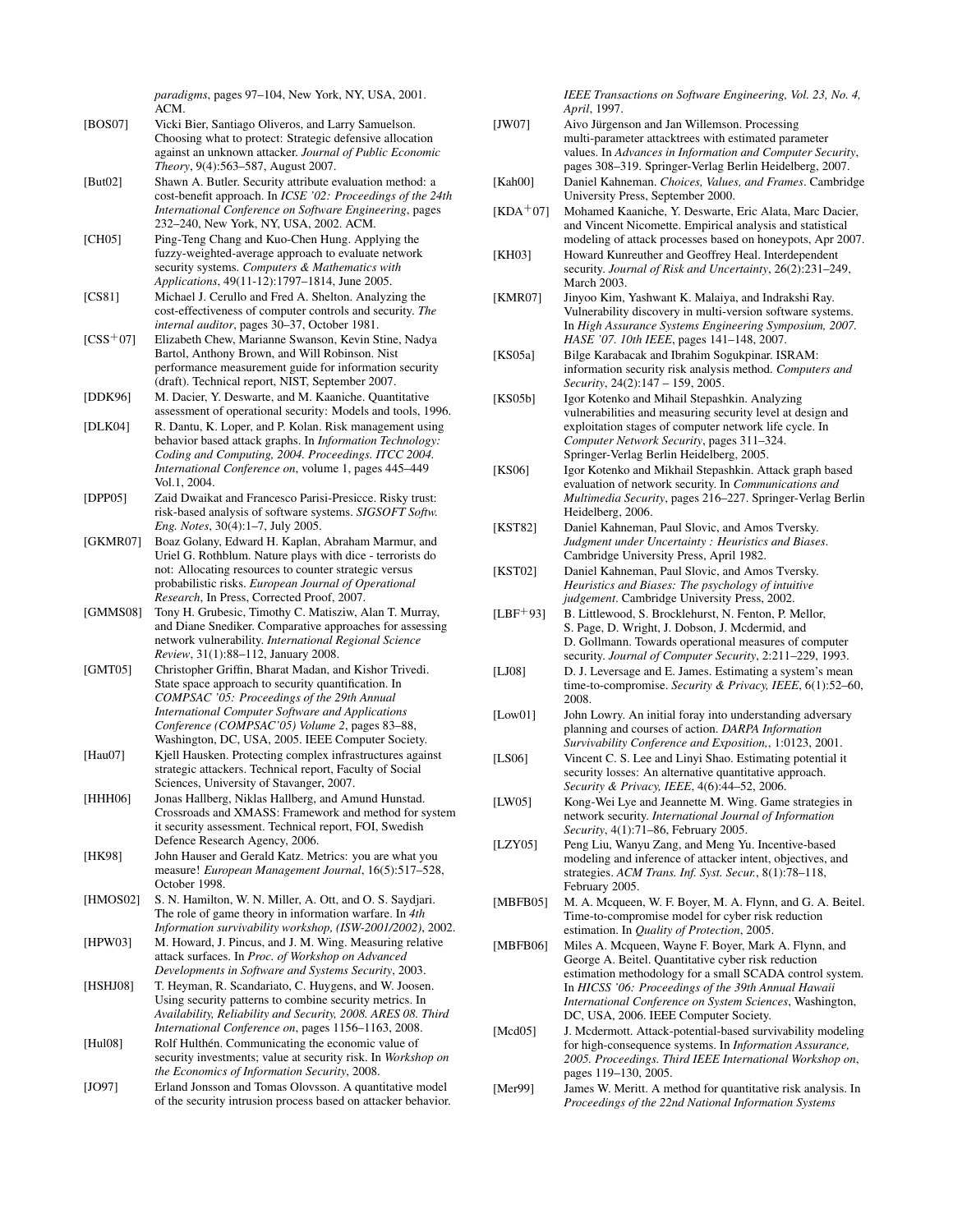*paradigms*, pages 97–104, New York, NY, USA, 2001. ACM.

[BOS07] Vicki Bier, Santiago Oliveros, and Larry Samuelson. Choosing what to protect: Strategic defensive allocation against an unknown attacker. *Journal of Public Economic Theory*, 9(4):563–587, August 2007.

[But02] Shawn A. Butler. Security attribute evaluation method: a cost-benefit approach. In *ICSE '02: Proceedings of the 24th International Conference on Software Engineering*, pages 232–240, New York, NY, USA, 2002. ACM.

[CH05] Ping-Teng Chang and Kuo-Chen Hung. Applying the fuzzy-weighted-average approach to evaluate network security systems. *Computers & Mathematics with Applications*, 49(11-12):1797–1814, June 2005.

[CS81] Michael J. Cerullo and Fred A. Shelton. Analyzing the cost-effectiveness of computer controls and security. *The internal auditor*, pages 30–37, October 1981.

[CSS+07] Elizabeth Chew, Marianne Swanson, Kevin Stine, Nadya Bartol, Anthony Brown, and Will Robinson. Nist performance measurement guide for information security (draft). Technical report, NIST, September 2007.

[DDK96] M. Dacier, Y. Deswarte, and M. Kaaniche. Quantitative assessment of operational security: Models and tools, 1996.

[DLK04] R. Dantu, K. Loper, and P. Kolan. Risk management using behavior based attack graphs. In *Information Technology: Coding and Computing, 2004. Proceedings. ITCC 2004. International Conference on*, volume 1, pages 445–449 Vol.1, 2004.

[DPP05] Zaid Dwaikat and Francesco Parisi-Presicce. Risky trust: risk-based analysis of software systems. *SIGSOFT Softw. Eng. Notes*, 30(4):1–7, July 2005.

[GKMR07] Boaz Golany, Edward H. Kaplan, Abraham Marmur, and Uriel G. Rothblum. Nature plays with dice - terrorists do not: Allocating resources to counter strategic versus probabilistic risks. *European Journal of Operational Research*, In Press, Corrected Proof, 2007.

[GMMS08] Tony H. Grubesic, Timothy C. Matisziw, Alan T. Murray, and Diane Snediker. Comparative approaches for assessing network vulnerability. *International Regional Science Review*, 31(1):88–112, January 2008.

[GMT05] Christopher Griffin, Bharat Madan, and Kishor Trivedi. State space approach to security quantification. In *COMPSAC '05: Proceedings of the 29th Annual International Computer Software and Applications Conference (COMPSAC'05) Volume 2*, pages 83–88, Washington, DC, USA, 2005. IEEE Computer Society.

[Hau07] Kjell Hausken. Protecting complex infrastructures against strategic attackers. Technical report, Faculty of Social Sciences, University of Stavanger, 2007.

[HHH06] Jonas Hallberg, Niklas Hallberg, and Amund Hunstad. Crossroads and XMASS: Framework and method for system it security assessment. Technical report, FOI, Swedish Defence Research Agency, 2006.

[HK98] John Hauser and Gerald Katz. Metrics: you are what you measure! *European Management Journal*, 16(5):517–528, October 1998.

[HMOS02] S. N. Hamilton, W. N. Miller, A. Ott, and O. S. Saydjari. The role of game theory in information warfare. In *4th Information survivability workshop, (ISW-2001/2002)*, 2002.

[HPW03] M. Howard, J. Pincus, and J. M. Wing. Measuring relative attack surfaces. In *Proc. of Workshop on Advanced Developments in Software and Systems Security*, 2003.

[HSHJ08] T. Heyman, R. Scandariato, C. Huygens, and W. Joosen. Using security patterns to combine security metrics. In *Availability, Reliability and Security, 2008. ARES 08. Third International Conference on*, pages 1156–1163, 2008.

[Hul08] Rolf Hulthén. Communicating the economic value of security investments; value at security risk. In *Workshop on the Economics of Information Security*, 2008.

[JO97] Erland Jonsson and Tomas Olovsson. A quantitative model of the security intrusion process based on attacker behavior. *IEEE Transactions on Software Engineering, Vol. 23, No. 4, April*, 1997.

[JW07] Aivo Jürgenson and Jan Willemson. Processing multi-parameter attacktrees with estimated parameter values. In *Advances in Information and Computer Security*, pages 308–319. Springer-Verlag Berlin Heidelberg, 2007.

[Kah00] Daniel Kahneman. *Choices, Values, and Frames*. Cambridge University Press, September 2000.

[KDA+07] Mohamed Kaaniche, Y. Deswarte, Eric Alata, Marc Dacier, and Vincent Nicomette. Empirical analysis and statistical modeling of attack processes based on honeypots, Apr 2007.

[KH03] Howard Kunreuther and Geoffrey Heal. Interdependent security. *Journal of Risk and Uncertainty*, 26(2):231–249, March 2003.

[KMR07] Jinyoo Kim, Yashwant K. Malaiya, and Indrakshi Ray. Vulnerability discovery in multi-version software systems. In *High Assurance Systems Engineering Symposium, 2007. HASE '07. 10th IEEE*, pages 141–148, 2007.

[KS05a] Bilge Karabacak and Ibrahim Sogukpinar. ISRAM: information security risk analysis method. *Computers and Security*, 24(2):147 – 159, 2005.

[KS05b] Igor Kotenko and Mihail Stepashkin. Analyzing vulnerabilities and measuring security level at design and exploitation stages of computer network life cycle. In *Computer Network Security*, pages 311–324. Springer-Verlag Berlin Heidelberg, 2005.

[KS06] Igor Kotenko and Mikhail Stepashkin. Attack graph based evaluation of network security. In *Communications and Multimedia Security*, pages 216–227. Springer-Verlag Berlin Heidelberg, 2006.

[KST82] Daniel Kahneman, Paul Slovic, and Amos Tversky. *Judgment under Uncertainty : Heuristics and Biases*. Cambridge University Press, April 1982.

[KST02] Daniel Kahneman, Paul Slovic, and Amos Tversky. *Heuristics and Biases: The psychology of intuitive judgement*. Cambridge University Press, 2002.

[LBF+93] B. Littlewood, S. Brocklehurst, N. Fenton, P. Mellor, S. Page, D. Wright, J. Dobson, J. Mcdermid, and D. Gollmann. Towards operational measures of computer security. *Journal of Computer Security*, 2:211–229, 1993.

[LJ08] D. J. Leversage and E. James. Estimating a system's mean time-to-compromise. *Security & Privacy, IEEE*, 6(1):52–60, 2008.

[Low01] John Lowry. An initial foray into understanding adversary planning and courses of action. *DARPA Information Survivability Conference and Exposition,*, 1:0123, 2001.

[LS06] Vincent C. S. Lee and Linyi Shao. Estimating potential it security losses: An alternative quantitative approach. *Security & Privacy, IEEE*, 4(6):44–52, 2006.

[LW05] Kong-Wei Lye and Jeannette M. Wing. Game strategies in network security. *International Journal of Information Security*, 4(1):71–86, February 2005.

[LZY05] Peng Liu, Wanyu Zang, and Meng Yu. Incentive-based modeling and inference of attacker intent, objectives, and strategies. *ACM Trans. Inf. Syst. Secur.*, 8(1):78–118, February 2005.

[MBFB05] M. A. Mcqueen, W. F. Boyer, M. A. Flynn, and G. A. Beitel. Time-to-compromise model for cyber risk reduction estimation. In *Quality of Protection*, 2005.

[MBFB06] Miles A. Mcqueen, Wayne F. Boyer, Mark A. Flynn, and George A. Beitel. Quantitative cyber risk reduction estimation methodology for a small SCADA control system. In *HICSS '06: Proceedings of the 39th Annual Hawaii International Conference on System Sciences*, Washington, DC, USA, 2006. IEEE Computer Society.

[Mcd05] J. Mcdermott. Attack-potential-based survivability modeling for high-consequence systems. In *Information Assurance, 2005. Proceedings. Third IEEE International Workshop on*, pages 119–130, 2005.

[Mer99] James W. Meritt. A method for quantitative risk analysis. In *Proceedings of the 22nd National Information Systems*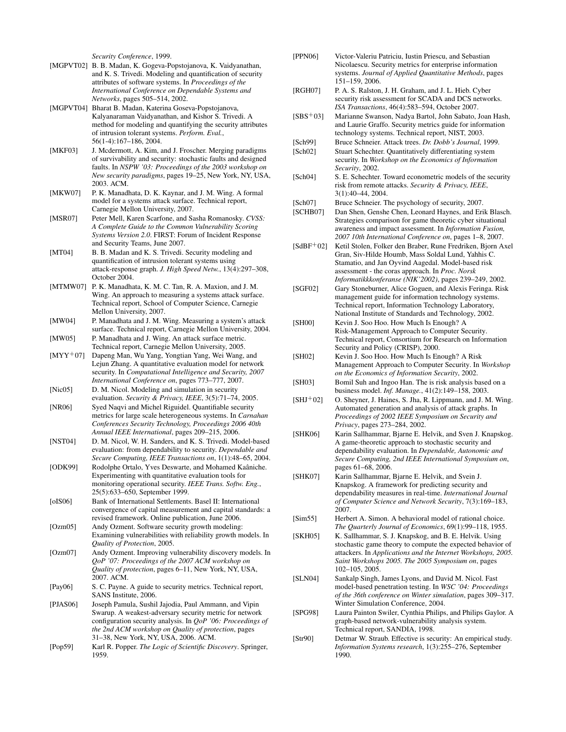*Security Conference*, 1999.

[MGPVT02] B. B. Madan, K. Gogeva-Popstojanova, K. Vaidyanathan, and K. S. Trivedi. Modeling and quantification of security attributes of software systems. In *Proceedings of the International Conference on Dependable Systems and Networks*, pages 505–514, 2002.

[MGPVT04] Bharat B. Madan, Katerina Goseva-Popstojanova, Kalyanaraman Vaidyanathan, and Kishor S. Trivedi. A method for modeling and quantifying the security attributes of intrusion tolerant systems. *Perform. Eval.*, 56(1-4):167–186, 2004.

[MKF03] J. Mcdermott, A. Kim, and J. Froscher. Merging paradigms of survivability and security: stochastic faults and designed faults. In *NSPW '03: Proceedings of the 2003 workshop on New security paradigms*, pages 19–25, New York, NY, USA, 2003. ACM.

[MKW07] P. K. Manadhata, D. K. Kaynar, and J. M. Wing. A formal model for a systems attack surface. Technical report, Carnegie Mellon University, 2007.

[MSR07] Peter Mell, Karen Scarfone, and Sasha Romanosky. *CVSS: A Complete Guide to the Common Vulnerability Scoring Systems Version 2.0*. FIRST: Forum of Incident Response and Security Teams, June 2007.

[MT04] B. B. Madan and K. S. Trivedi. Security modeling and quantification of intrusion tolerant systems using attack-response graph. *J. High Speed Netw.*, 13(4):297–308, October 2004.

[MTMW07] P. K. Manadhata, K. M. C. Tan, R. A. Maxion, and J. M. Wing. An approach to measuring a systems attack surface. Technical report, School of Computer Science, Carnegie Mellon University, 2007.

[MW04] P. Manadhata and J. M. Wing. Measuring a system's attack surface. Technical report, Carnegie Mellon University, 2004.

[MW05] P. Manadhata and J. Wing. An attack surface metric. Technical report, Carnegie Mellon University, 2005.

[MYY+07] Dapeng Man, Wu Yang, Yongtian Yang, Wei Wang, and Lejun Zhang. A quantitative evaluation model for network security. In *Computational Intelligence and Security, 2007 International Conference on*, pages 773–777, 2007.

[Nic05] D. M. Nicol. Modeling and simulation in security evaluation. *Security & Privacy, IEEE*, 3(5):71–74, 2005.

[NR06] Syed Naqvi and Michel Riguidel. Quantifiable security metrics for large scale heterogeneous systems. In *Carnahan Conferences Security Technology, Proceedings 2006 40th Annual IEEE International*, pages 209–215, 2006.

[NST04] D. M. Nicol, W. H. Sanders, and K. S. Trivedi. Model-based evaluation: from dependability to security. *Dependable and Secure Computing, IEEE Transactions on*, 1(1):48–65, 2004.

[ODK99] Rodolphe Ortalo, Yves Deswarte, and Mohamed Kaâniche. Experimenting with quantitative evaluation tools for monitoring operational security. *IEEE Trans. Softw. Eng.*, 25(5):633–650, September 1999.

[oIS06] Bank of International Settlements. Basel II: International convergence of capital measurement and capital standards: a revised framework. Online publication, June 2006.

[Ozm05] Andy Ozment. Software security growth modeling: Examining vulnerabilities with reliability growth models. In *Quality of Protection*, 2005.

[Ozm07] Andy Ozment. Improving vulnerability discovery models. In *QoP '07: Proceedings of the 2007 ACM workshop on Quality of protection*, pages 6–11, New York, NY, USA, 2007. ACM.

[Pay06] S. C. Payne. A guide to security metrics. Technical report, SANS Institute, 2006.

[PJAS06] Joseph Pamula, Sushil Jajodia, Paul Ammann, and Vipin Swarup. A weakest-adversary security metric for network configuration security analysis. In *QoP '06: Proceedings of the 2nd ACM workshop on Quality of protection*, pages 31–38, New York, NY, USA, 2006. ACM.

[Pop59] Karl R. Popper. *The Logic of Scientific Discovery*. Springer, 1959.

[PPN06] Victor-Valeriu Patriciu, Iustin Priescu, and Sebastian Nicolaescu. Security metrics for enterprise information systems. *Journal of Applied Quantitative Methods*, pages 151–159, 2006.

[RGH07] P. A. S. Ralston, J. H. Graham, and J. L. Hieb. Cyber security risk assessment for SCADA and DCS networks. *ISA Transactions*, 46(4):583–594, October 2007.

[SBS+03] Marianne Swanson, Nadya Bartol, John Sabato, Joan Hash, and Laurie Graffo. Security metrics guide for information technology systems. Technical report, NIST, 2003.

[Sch99] Bruce Schneier. Attack trees. *Dr. Dobb's Journal*, 1999.

[Sch02] Stuart Schechter. Quantitatively differentiating system security. In *Workshop on the Economics of Information Security*, 2002.

[Sch04] S. E. Schechter. Toward econometric models of the security risk from remote attacks. *Security & Privacy, IEEE*, 3(1):40–44, 2004.

[Sch07] Bruce Schneier. The psychology of security, 2007.

[SCHB07] Dan Shen, Genshe Chen, Leonard Haynes, and Erik Blasch. Strategies comparison for game theoretic cyber situational awareness and impact assessment. In *Information Fusion, 2007 10th International Conference on*, pages 1–8, 2007.

[SdBF+02] Ketil Stolen, Folker den Braber, Rune Fredriken, Bjorn Axel Gran, Siv-Hilde Houmb, Mass Soldal Lund, Yahhis C. Stamatio, and Jan Oyvind Aagedal. Model-based risk assessment - the coras approach. In *Proc. Norsk Informatikkkonferanse (NIK'2002)*, pages 239–249, 2002.

[SGF02] Gary Stoneburner, Alice Goguen, and Alexis Feringa. Risk management guide for information technology systems. Technical report, Information Technology Laboratory, National Institute of Standards and Technology, 2002.

[SH00] Kevin J. Soo Hoo. How Much Is Enough? A Risk-Management Approach to Computer Security. Technical report, Consortium for Research on Information Security and Policy (CRISP), 2000.

[SH02] Kevin J. Soo Hoo. How Much Is Enough? A Risk Management Approach to Computer Security. In *Workshop on the Economics of Information Security*, 2002.

[SH03] Bomil Suh and Ingoo Han. The is risk analysis based on a business model. *Inf. Manage.*, 41(2):149–158, 2003.

[SHJ+02] O. Sheyner, J. Haines, S. Jha, R. Lippmann, and J. M. Wing. Automated generation and analysis of attack graphs. In *Proceedings of 2002 IEEE Symposium on Security and Privacy*, pages 273–284, 2002.

[SHK06] Karin Sallhammar, Bjarne E. Helvik, and Sven J. Knapskog. A game-theoretic approach to stochastic security and dependability evaluation. In *Dependable, Autonomic and Secure Computing, 2nd IEEE International Symposium on*, pages 61–68, 2006.

[SHK07] Karin Sallhammar, Bjarne E. Helvik, and Svein J. Knapskog. A framework for predicting security and dependability measures in real-time. *International Journal of Computer Science and Network Security*, 7(3):169–183, 2007.

[Sim55] Herbert A. Simon. A behavioral model of rational choice. *The Quarterly Journal of Economics*, 69(1):99–118, 1955.

[SKH05] K. Sallhammar, S. J. Knapskog, and B. E. Helvik. Using stochastic game theory to compute the expected behavior of attackers. In *Applications and the Internet Workshops, 2005. Saint Workshops 2005. The 2005 Symposium on*, pages 102–105, 2005.

[SLN04] Sankalp Singh, James Lyons, and David M. Nicol. Fast model-based penetration testing. In *WSC '04: Proceedings of the 36th conference on Winter simulation*, pages 309–317. Winter Simulation Conference, 2004.

[SPG98] Laura Painton Swiler, Cynthia Philips, and Philips Gaylor. A graph-based network-vulnerability analysis system. Technical report, SANDIA, 1998.

[Str90] Detmar W. Straub. Effective is security: An empirical study. *Information Systems research*, 1(3):255–276, September 1990.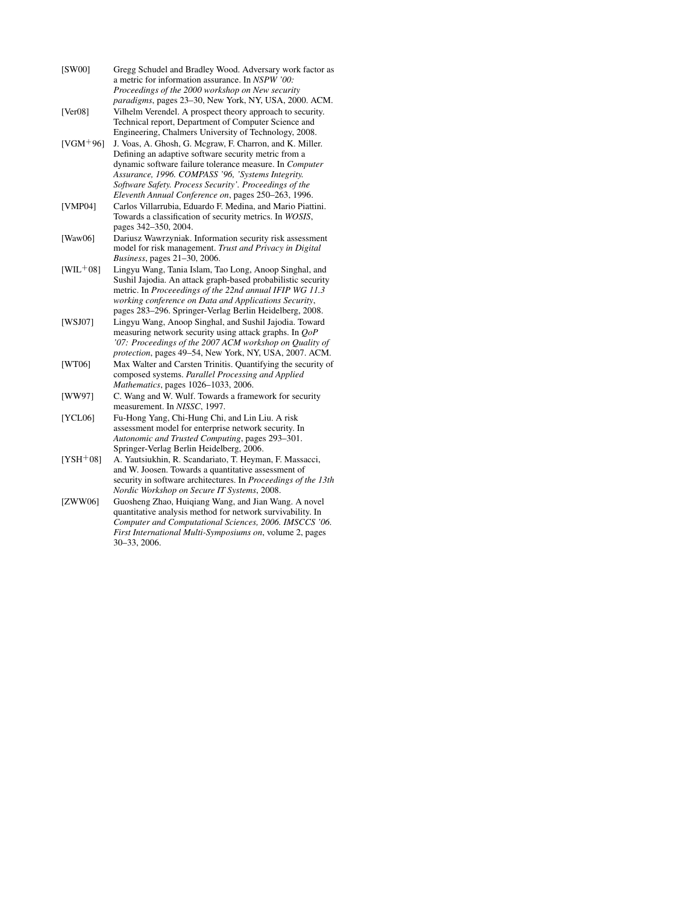[SW00] Gregg Schudel and Bradley Wood. Adversary work factor as a metric for information assurance. In *NSPW '00: Proceedings of the 2000 workshop on New security paradigms*, pages 23–30, New York, NY, USA, 2000. ACM.

[Ver08] Vilhelm Verendel. A prospect theory approach to security. Technical report, Department of Computer Science and Engineering, Chalmers University of Technology, 2008.

[VGM+96] J. Voas, A. Ghosh, G. Mcgraw, F. Charron, and K. Miller. Defining an adaptive software security metric from a dynamic software failure tolerance measure. In *Computer Assurance, 1996. COMPASS '96, 'Systems Integrity. Software Safety. Process Security'. Proceedings of the Eleventh Annual Conference on*, pages 250–263, 1996.

[VMP04] Carlos Villarrubia, Eduardo F. Medina, and Mario Piattini. Towards a classification of security metrics. In *WOSIS*, pages 342–350, 2004.

[Waw06] Dariusz Wawrzyniak. Information security risk assessment model for risk management. *Trust and Privacy in Digital Business*, pages 21–30, 2006.

[WIL+08] Lingyu Wang, Tania Islam, Tao Long, Anoop Singhal, and Sushil Jajodia. An attack graph-based probabilistic security metric. In *Proceeedings of the 22nd annual IFIP WG 11.3 working conference on Data and Applications Security*, pages 283–296. Springer-Verlag Berlin Heidelberg, 2008.

[WSJ07] Lingyu Wang, Anoop Singhal, and Sushil Jajodia. Toward measuring network security using attack graphs. In *QoP '07: Proceedings of the 2007 ACM workshop on Quality of protection*, pages 49–54, New York, NY, USA, 2007. ACM.

[WT06] Max Walter and Carsten Trinitis. Quantifying the security of composed systems. *Parallel Processing and Applied Mathematics*, pages 1026–1033, 2006.

[WW97] C. Wang and W. Wulf. Towards a framework for security measurement. In *NISSC*, 1997.

[YCL06] Fu-Hong Yang, Chi-Hung Chi, and Lin Liu. A risk assessment model for enterprise network security. In *Autonomic and Trusted Computing*, pages 293–301. Springer-Verlag Berlin Heidelberg, 2006.

[YSH+08] A. Yautsiukhin, R. Scandariato, T. Heyman, F. Massacci, and W. Joosen. Towards a quantitative assessment of security in software architectures. In *Proceedings of the 13th Nordic Workshop on Secure IT Systems*, 2008.

[ZWW06] Guosheng Zhao, Huiqiang Wang, and Jian Wang. A novel quantitative analysis method for network survivability. In *Computer and Computational Sciences, 2006. IMSCCS '06. First International Multi-Symposiums on*, volume 2, pages 30–33, 2006.